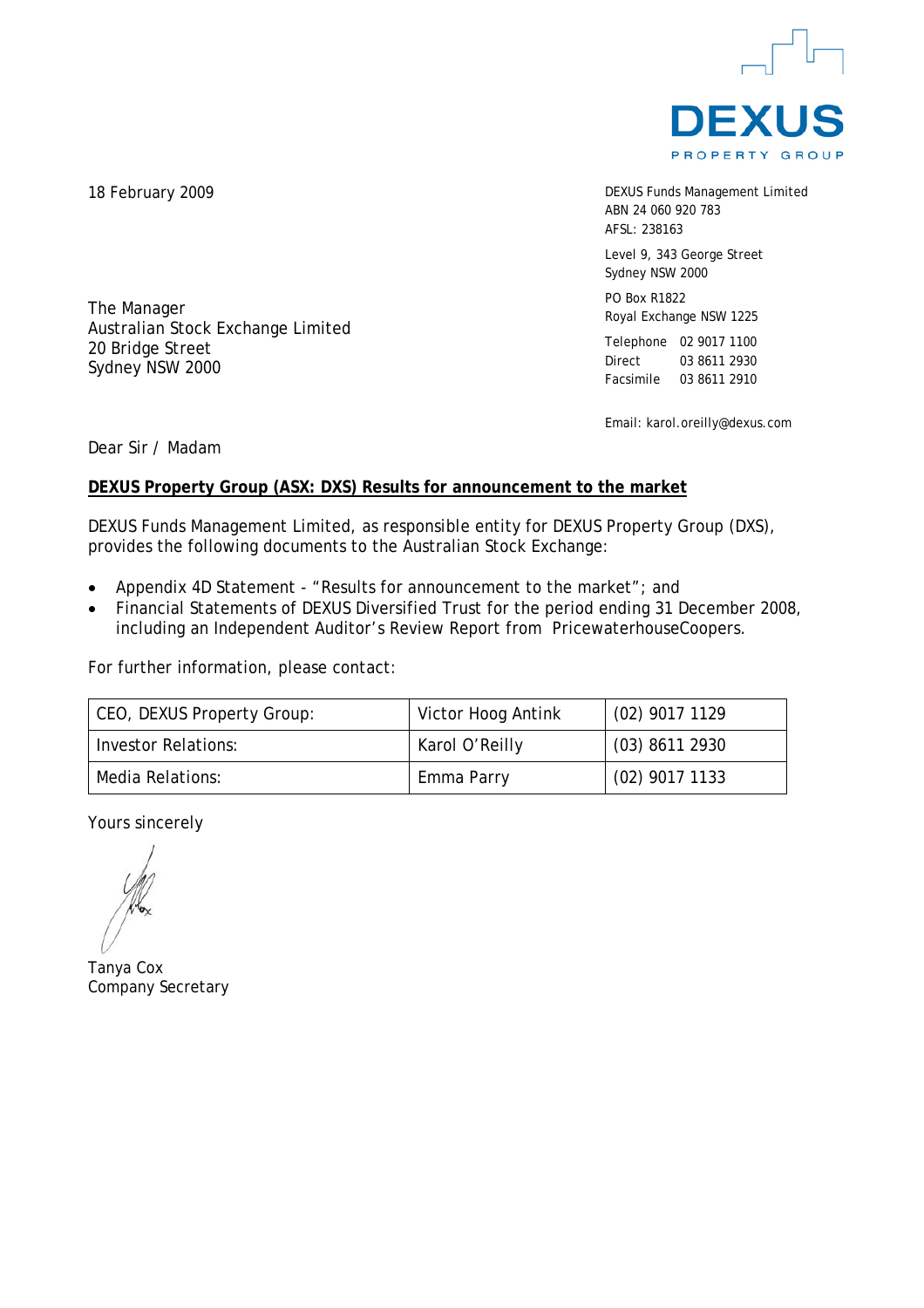DEXUS
PROPERTY GROUP

18 February 2009

DEXUS Funds Management Limited
ABN 24 060 920 783
AFSL: 238163

Level 9, 343 George Street
Sydney NSW 2000

PO Box R1822
Royal Exchange NSW 1225

Telephone 02 9017 1100
Direct 03 8611 2930
Facsimile 03 8611 2910

Email: karol.oreilly@dexus.com

The Manager
Australian Stock Exchange Limited
20 Bridge Street
Sydney NSW 2000

Dear Sir / Madam

**DEXUS Property Group (ASX: DXS) Results for announcement to the market**

DEXUS Funds Management Limited, as responsible entity for DEXUS Property Group (DXS), provides the following documents to the Australian Stock Exchange:

- Appendix 4D Statement - "Results for announcement to the market"; and
- Financial Statements of DEXUS Diversified Trust for the period ending 31 December 2008, including an Independent Auditor's Review Report from PricewaterhouseCoopers.

For further information, please contact:

| CEO, DEXUS Property Group: | Victor Hoog Antink | (02) 9017 1129 |
|---|---|---|
| Investor Relations: | Karol O'Reilly | (03) 8611 2930 |
| Media Relations: | Emma Parry | (02) 9017 1133 |

Yours sincerely

Tanya Cox
Company Secretary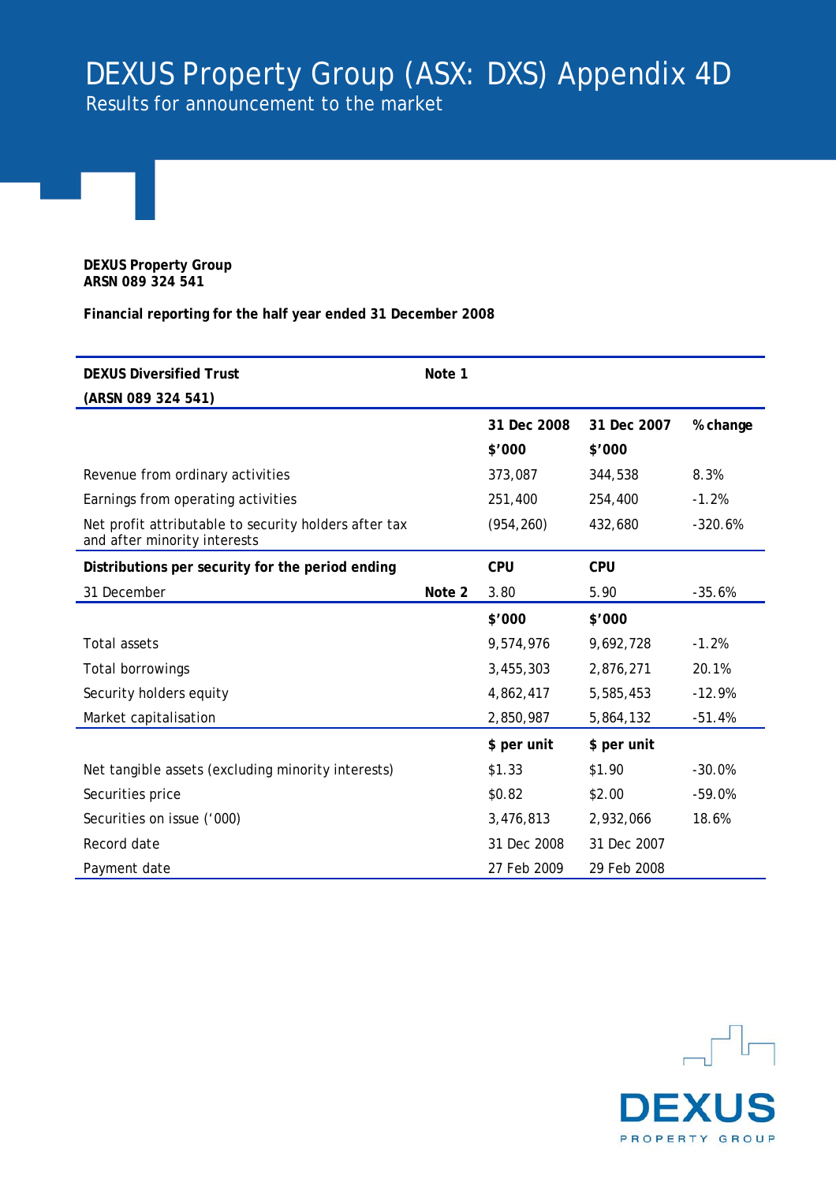# DEXUS Property Group (ASX: DXS) Appendix 4D

Results for announcement to the market

**DEXUS Property Group**
**ARSN 089 324 541**

**Financial reporting for the half year ended 31 December 2008**

| **DEXUS Diversified Trust** **(ARSN 089 324 541)** | **Note 1** | | | |
|---|---|---|---|---|
| | | **31 Dec 2008** **$'000** | **31 Dec 2007** **$'000** | **% change** |
| Revenue from ordinary activities | | 373,087 | 344,538 | 8.3% |
| Earnings from operating activities | | 251,400 | 254,400 | -1.2% |
| Net profit attributable to security holders after tax and after minority interests | | (954,260) | 432,680 | -320.6% |
| **Distributions per security for the period ending** | | **CPU** | **CPU** | |
| 31 December | **Note 2** | 3.80 | 5.90 | -35.6% |
| | | **$'000** | **$'000** | |
| Total assets | | 9,574,976 | 9,692,728 | -1.2% |
| Total borrowings | | 3,455,303 | 2,876,271 | 20.1% |
| Security holders equity | | 4,862,417 | 5,585,453 | -12.9% |
| Market capitalisation | | 2,850,987 | 5,864,132 | -51.4% |
| | | **$ per unit** | **$ per unit** | |
| Net tangible assets (excluding minority interests) | | $1.33 | $1.90 | -30.0% |
| Securities price | | $0.82 | $2.00 | -59.0% |
| Securities on issue ('000) | | 3,476,813 | 2,932,066 | 18.6% |
| Record date | | 31 Dec 2008 | 31 Dec 2007 | |
| Payment date | | 27 Feb 2009 | 29 Feb 2008 | |

DEXUS PROPERTY GROUP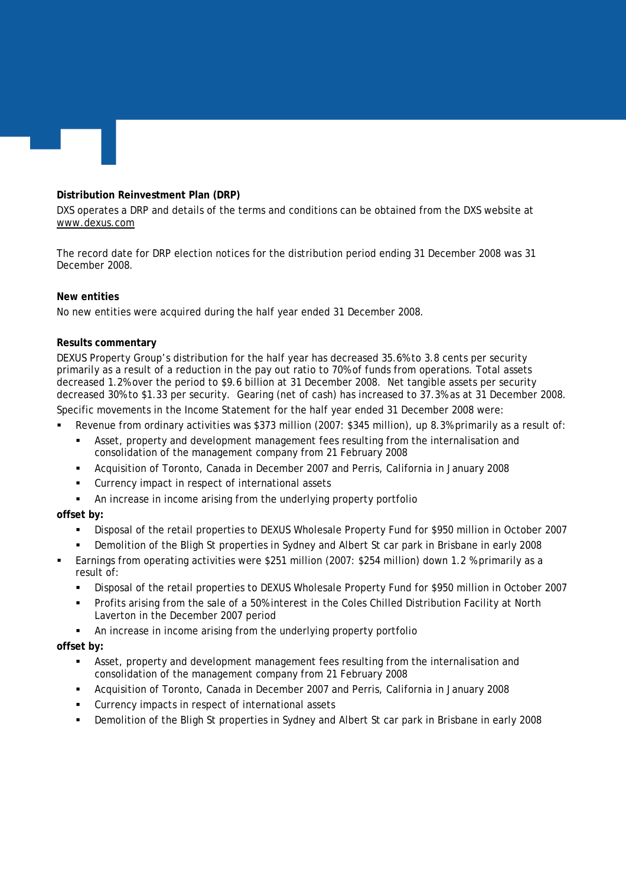**Distribution Reinvestment Plan (DRP)**

DXS operates a DRP and details of the terms and conditions can be obtained from the DXS website at www.dexus.com

The record date for DRP election notices for the distribution period ending 31 December 2008 was 31 December 2008.

**New entities**

No new entities were acquired during the half year ended 31 December 2008.

**Results commentary**

DEXUS Property Group's distribution for the half year has decreased 35.6% to 3.8 cents per security primarily as a result of a reduction in the pay out ratio to 70% of funds from operations. Total assets decreased 1.2% over the period to $9.6 billion at 31 December 2008. Net tangible assets per security decreased 30% to $1.33 per security. Gearing (net of cash) has increased to 37.3% as at 31 December 2008.

Specific movements in the Income Statement for the half year ended 31 December 2008 were:

- Revenue from ordinary activities was $373 million (2007: $345 million), up 8.3% primarily as a result of:
  - Asset, property and development management fees resulting from the internalisation and consolidation of the management company from 21 February 2008
  - Acquisition of Toronto, Canada in December 2007 and Perris, California in January 2008
  - Currency impact in respect of international assets
  - An increase in income arising from the underlying property portfolio

**offset by:**

  - Disposal of the retail properties to DEXUS Wholesale Property Fund for $950 million in October 2007
  - Demolition of the Bligh St properties in Sydney and Albert St car park in Brisbane in early 2008

- Earnings from operating activities were $251 million (2007: $254 million) down 1.2 % primarily as a result of:
  - Disposal of the retail properties to DEXUS Wholesale Property Fund for $950 million in October 2007
  - Profits arising from the sale of a 50% interest in the Coles Chilled Distribution Facility at North Laverton in the December 2007 period
  - An increase in income arising from the underlying property portfolio

**offset by:**

  - Asset, property and development management fees resulting from the internalisation and consolidation of the management company from 21 February 2008
  - Acquisition of Toronto, Canada in December 2007 and Perris, California in January 2008
  - Currency impacts in respect of international assets
  - Demolition of the Bligh St properties in Sydney and Albert St car park in Brisbane in early 2008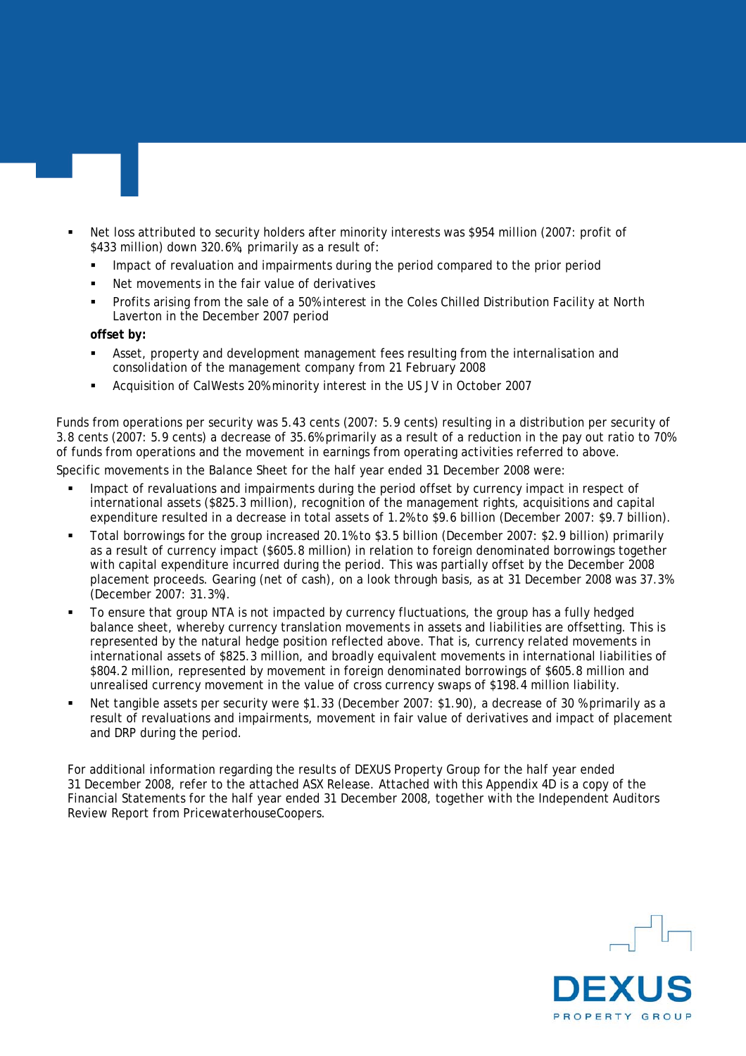- Net loss attributed to security holders after minority interests was $954 million (2007: profit of $433 million) down 320.6%, primarily as a result of:
  - Impact of revaluation and impairments during the period compared to the prior period
  - Net movements in the fair value of derivatives
  - Profits arising from the sale of a 50% interest in the Coles Chilled Distribution Facility at North Laverton in the December 2007 period

  **offset by:**

  - Asset, property and development management fees resulting from the internalisation and consolidation of the management company from 21 February 2008
  - Acquisition of CalWests 20% minority interest in the US JV in October 2007

Funds from operations per security was 5.43 cents (2007: 5.9 cents) resulting in a distribution per security of 3.8 cents (2007: 5.9 cents) a decrease of 35.6% primarily as a result of a reduction in the pay out ratio to 70% of funds from operations and the movement in earnings from operating activities referred to above.

Specific movements in the Balance Sheet for the half year ended 31 December 2008 were:

- Impact of revaluations and impairments during the period offset by currency impact in respect of international assets ($825.3 million), recognition of the management rights, acquisitions and capital expenditure resulted in a decrease in total assets of 1.2% to $9.6 billion (December 2007: $9.7 billion).
- Total borrowings for the group increased 20.1% to $3.5 billion (December 2007: $2.9 billion) primarily as a result of currency impact ($605.8 million) in relation to foreign denominated borrowings together with capital expenditure incurred during the period. This was partially offset by the December 2008 placement proceeds. Gearing (net of cash), on a look through basis, as at 31 December 2008 was 37.3% (December 2007: 31.3%).
- To ensure that group NTA is not impacted by currency fluctuations, the group has a fully hedged balance sheet, whereby currency translation movements in assets and liabilities are offsetting. This is represented by the natural hedge position reflected above. That is, currency related movements in international assets of $825.3 million, and broadly equivalent movements in international liabilities of $804.2 million, represented by movement in foreign denominated borrowings of $605.8 million and unrealised currency movement in the value of cross currency swaps of $198.4 million liability.
- Net tangible assets per security were $1.33 (December 2007: $1.90), a decrease of 30 % primarily as a result of revaluations and impairments, movement in fair value of derivatives and impact of placement and DRP during the period.

For additional information regarding the results of DEXUS Property Group for the half year ended 31 December 2008, refer to the attached ASX Release. Attached with this Appendix 4D is a copy of the Financial Statements for the half year ended 31 December 2008, together with the Independent Auditors Review Report from PricewaterhouseCoopers.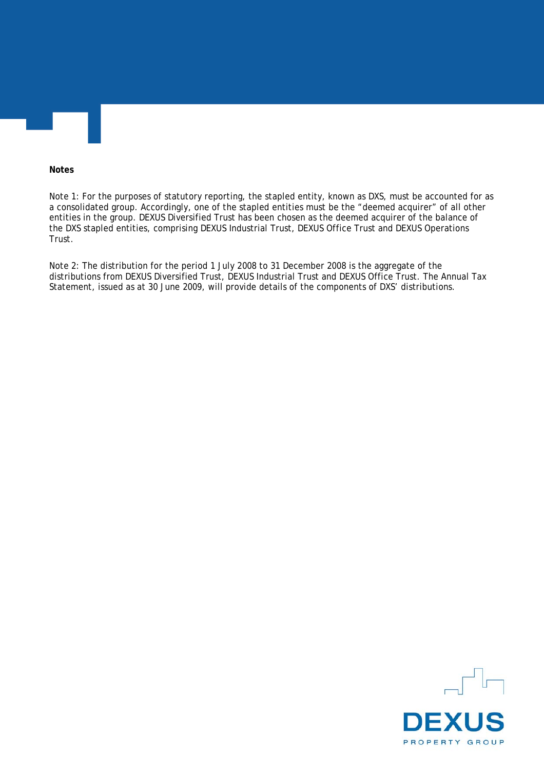**Notes**

Note 1: For the purposes of statutory reporting, the stapled entity, known as DXS, must be accounted for as a consolidated group. Accordingly, one of the stapled entities must be the "deemed acquirer" of all other entities in the group. DEXUS Diversified Trust has been chosen as the deemed acquirer of the balance of the DXS stapled entities, comprising DEXUS Industrial Trust, DEXUS Office Trust and DEXUS Operations Trust.

Note 2: The distribution for the period 1 July 2008 to 31 December 2008 is the aggregate of the distributions from DEXUS Diversified Trust, DEXUS Industrial Trust and DEXUS Office Trust. The Annual Tax Statement, issued as at 30 June 2009, will provide details of the components of DXS' distributions.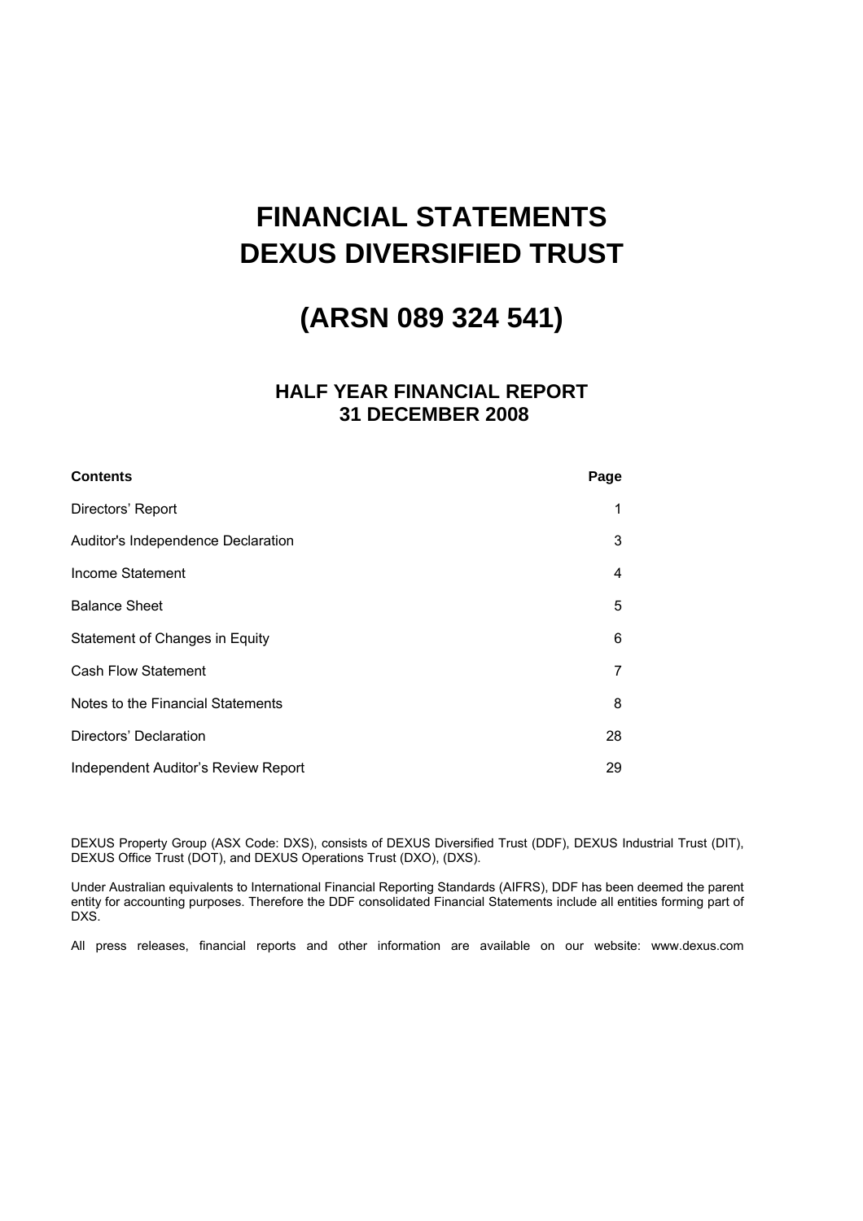# FINANCIAL STATEMENTS DEXUS DIVERSIFIED TRUST

# (ARSN 089 324 541)

## HALF YEAR FINANCIAL REPORT 31 DECEMBER 2008

| Contents | Page |
|---|---|
| Directors' Report | 1 |
| Auditor's Independence Declaration | 3 |
| Income Statement | 4 |
| Balance Sheet | 5 |
| Statement of Changes in Equity | 6 |
| Cash Flow Statement | 7 |
| Notes to the Financial Statements | 8 |
| Directors' Declaration | 28 |
| Independent Auditor's Review Report | 29 |

DEXUS Property Group (ASX Code: DXS), consists of DEXUS Diversified Trust (DDF), DEXUS Industrial Trust (DIT), DEXUS Office Trust (DOT), and DEXUS Operations Trust (DXO), (DXS).

Under Australian equivalents to International Financial Reporting Standards (AIFRS), DDF has been deemed the parent entity for accounting purposes. Therefore the DDF consolidated Financial Statements include all entities forming part of DXS.

All press releases, financial reports and other information are available on our website: www.dexus.com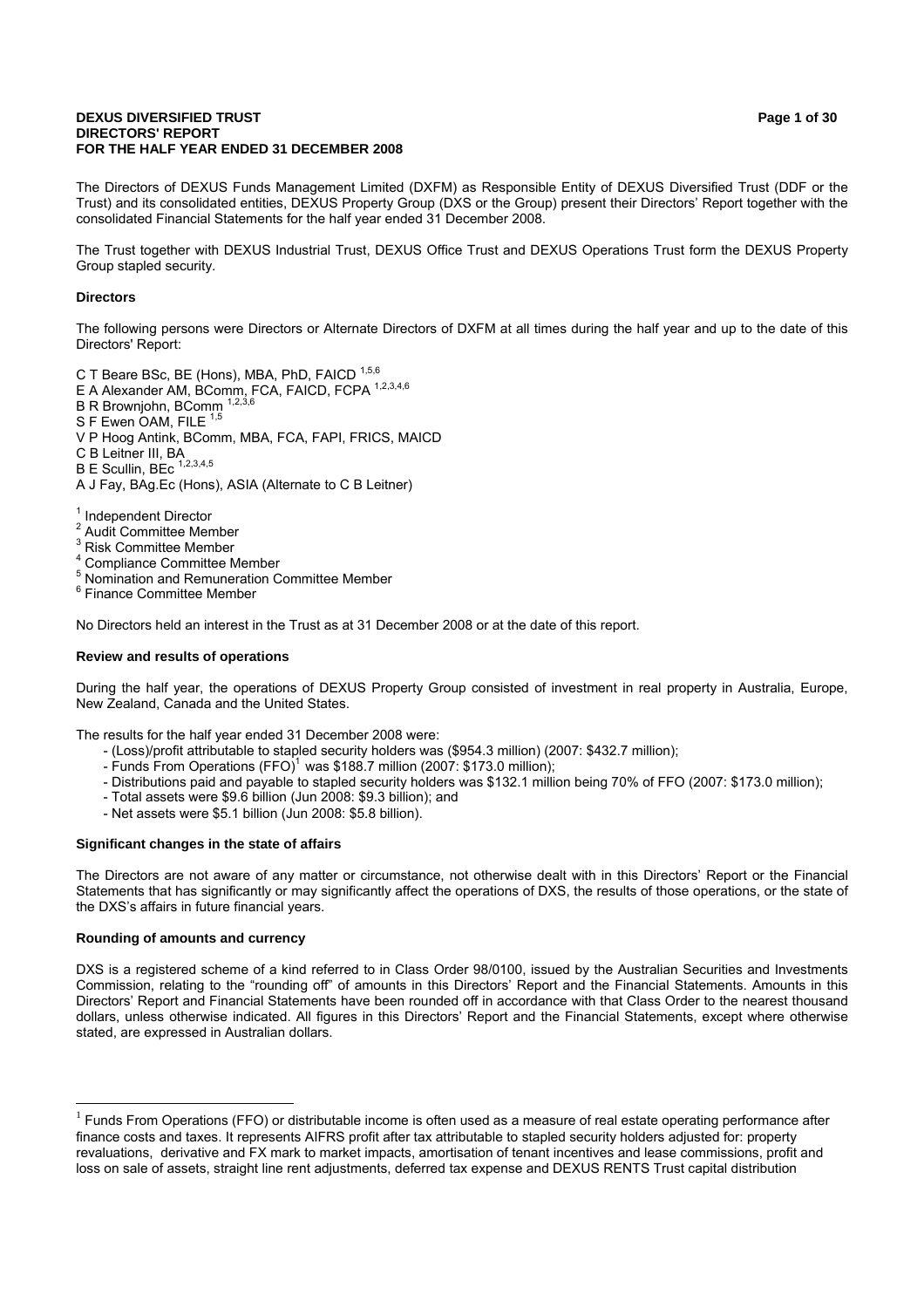**DEXUS DIVERSIFIED TRUST**
**DIRECTORS' REPORT**
**FOR THE HALF YEAR ENDED 31 DECEMBER 2008**

The Directors of DEXUS Funds Management Limited (DXFM) as Responsible Entity of DEXUS Diversified Trust (DDF or the Trust) and its consolidated entities, DEXUS Property Group (DXS or the Group) present their Directors' Report together with the consolidated Financial Statements for the half year ended 31 December 2008.

The Trust together with DEXUS Industrial Trust, DEXUS Office Trust and DEXUS Operations Trust form the DEXUS Property Group stapled security.

**Directors**

The following persons were Directors or Alternate Directors of DXFM at all times during the half year and up to the date of this Directors' Report:

C T Beare BSc, BE (Hons), MBA, PhD, FAICD [1,5,6]
E A Alexander AM, BComm, FCA, FAICD, FCPA [1,2,3,4,6]
B R Brownjohn, BComm [1,2,3,6]
S F Ewen OAM, FILE [1,5]
V P Hoog Antink, BComm, MBA, FCA, FAPI, FRICS, MAICD
C B Leitner III, BA
B E Scullin, BEc [1,2,3,4,5]
A J Fay, BAg.Ec (Hons), ASIA (Alternate to C B Leitner)

[1] Independent Director
[2] Audit Committee Member
[3] Risk Committee Member
[4] Compliance Committee Member
[5] Nomination and Remuneration Committee Member
[6] Finance Committee Member

No Directors held an interest in the Trust as at 31 December 2008 or at the date of this report.

**Review and results of operations**

During the half year, the operations of DEXUS Property Group consisted of investment in real property in Australia, Europe, New Zealand, Canada and the United States.

The results for the half year ended 31 December 2008 were:

- (Loss)/profit attributable to stapled security holders was ($954.3 million) (2007: $432.7 million);
- Funds From Operations (FFO)[1] was $188.7 million (2007: $173.0 million);
- Distributions paid and payable to stapled security holders was $132.1 million being 70% of FFO (2007: $173.0 million);
- Total assets were $9.6 billion (Jun 2008: $9.3 billion); and
- Net assets were $5.1 billion (Jun 2008: $5.8 billion).

**Significant changes in the state of affairs**

The Directors are not aware of any matter or circumstance, not otherwise dealt with in this Directors' Report or the Financial Statements that has significantly or may significantly affect the operations of DXS, the results of those operations, or the state of the DXS's affairs in future financial years.

**Rounding of amounts and currency**

DXS is a registered scheme of a kind referred to in Class Order 98/0100, issued by the Australian Securities and Investments Commission, relating to the "rounding off" of amounts in this Directors' Report and the Financial Statements. Amounts in this Directors' Report and Financial Statements have been rounded off in accordance with that Class Order to the nearest thousand dollars, unless otherwise indicated. All figures in this Directors' Report and the Financial Statements, except where otherwise stated, are expressed in Australian dollars.

[1] Funds From Operations (FFO) or distributable income is often used as a measure of real estate operating performance after finance costs and taxes. It represents AIFRS profit after tax attributable to stapled security holders adjusted for: property revaluations, derivative and FX mark to market impacts, amortisation of tenant incentives and lease commissions, profit and loss on sale of assets, straight line rent adjustments, deferred tax expense and DEXUS RENTS Trust capital distribution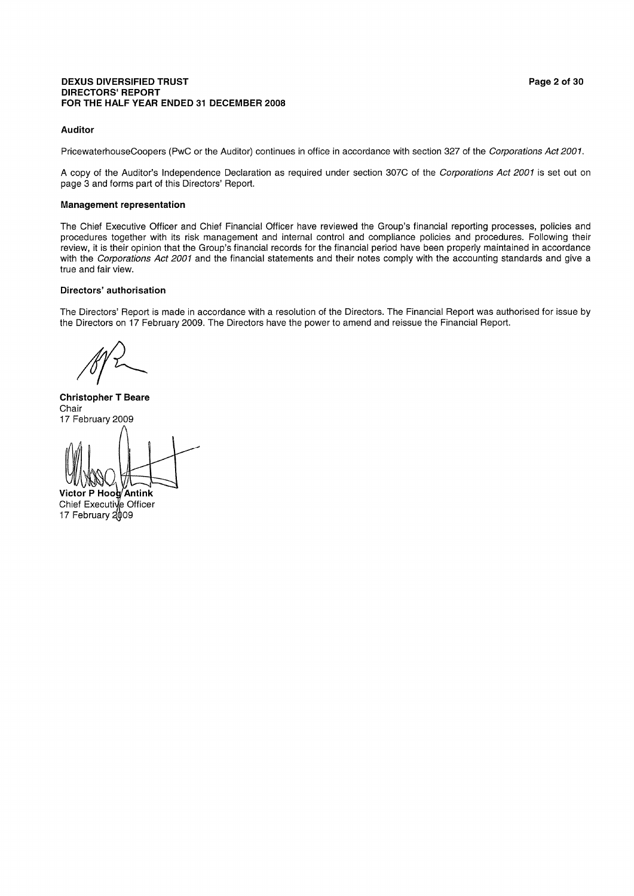**DEXUS DIVERSIFIED TRUST**
**DIRECTORS' REPORT**
**FOR THE HALF YEAR ENDED 31 DECEMBER 2008**

### Auditor

PricewaterhouseCoopers (PwC or the Auditor) continues in office in accordance with section 327 of the *Corporations Act 2001*.

A copy of the Auditor's Independence Declaration as required under section 307C of the *Corporations Act 2001* is set out on page 3 and forms part of this Directors' Report.

### Management representation

The Chief Executive Officer and Chief Financial Officer have reviewed the Group's financial reporting processes, policies and procedures together with its risk management and internal control and compliance policies and procedures. Following their review, it is their opinion that the Group's financial records for the financial period have been properly maintained in accordance with the *Corporations Act 2001* and the financial statements and their notes comply with the accounting standards and give a true and fair view.

### Directors' authorisation

The Directors' Report is made in accordance with a resolution of the Directors. The Financial Report was authorised for issue by the Directors on 17 February 2009. The Directors have the power to amend and reissue the Financial Report.

**Christopher T Beare**
Chair
17 February 2009

**Victor P Hoog Antink**
Chief Executive Officer
17 February 2009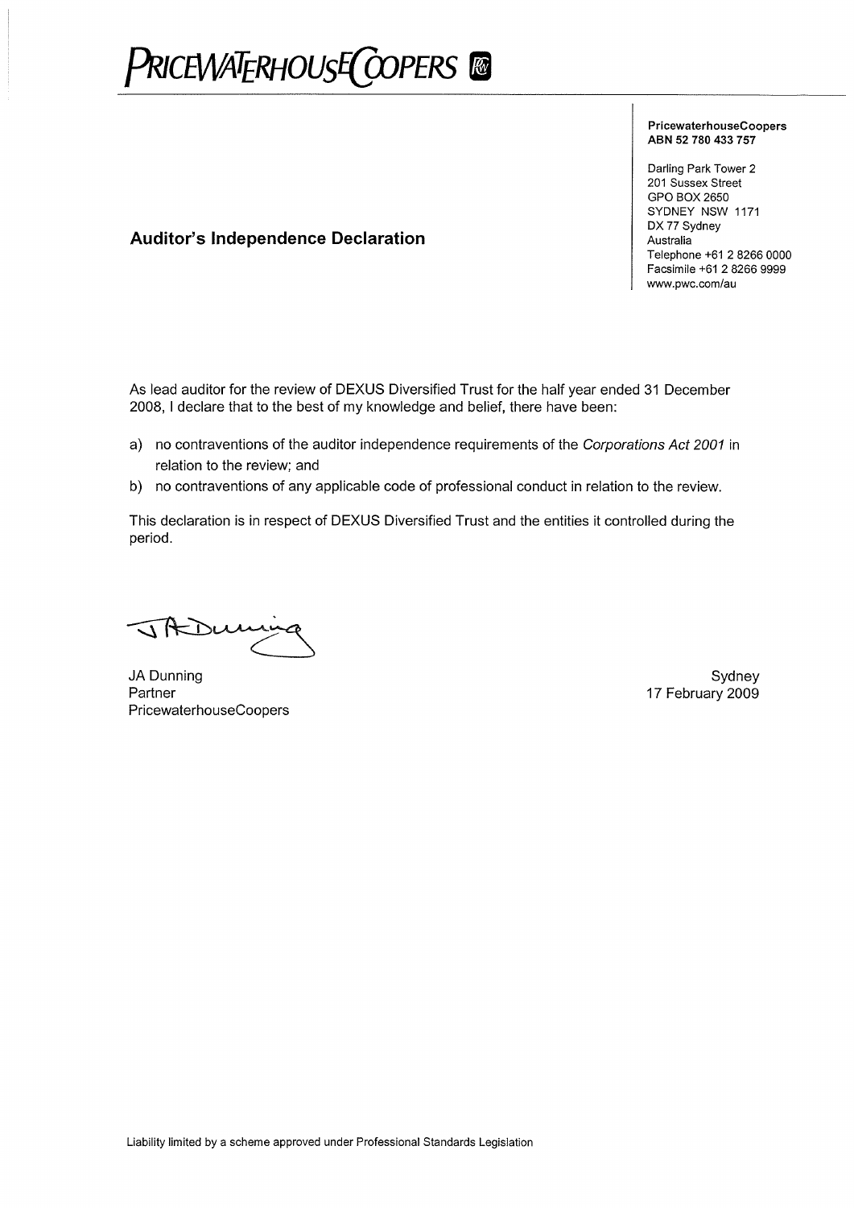**PRICEWATERHOUSECOOPERS**

**PricewaterhouseCoopers**
**ABN 52 780 433 757**

Darling Park Tower 2
201 Sussex Street
GPO BOX 2650
SYDNEY NSW 1171
DX 77 Sydney
Australia
Telephone +61 2 8266 0000
Facsimile +61 2 8266 9999
www.pwc.com/au

## Auditor's Independence Declaration

As lead auditor for the review of DEXUS Diversified Trust for the half year ended 31 December 2008, I declare that to the best of my knowledge and belief, there have been:

a) no contraventions of the auditor independence requirements of the *Corporations Act 2001* in relation to the review; and

b) no contraventions of any applicable code of professional conduct in relation to the review.

This declaration is in respect of DEXUS Diversified Trust and the entities it controlled during the period.

JA Dunning
Partner
PricewaterhouseCoopers

Sydney
17 February 2009

Liability limited by a scheme approved under Professional Standards Legislation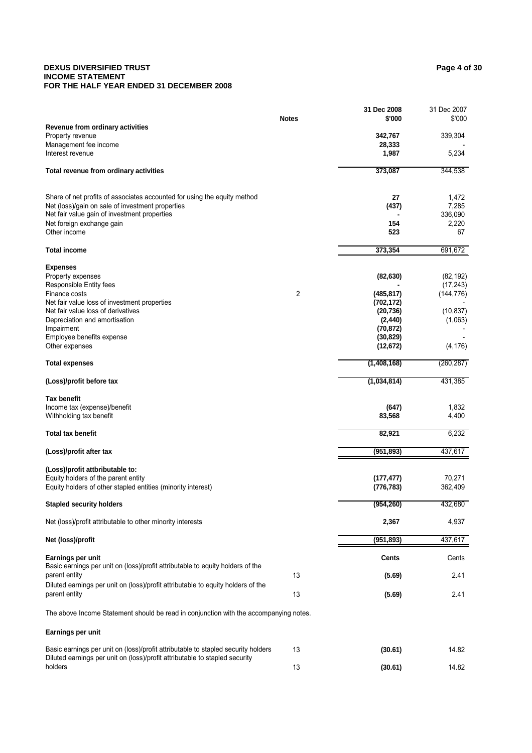**DEXUS DIVERSIFIED TRUST**
**INCOME STATEMENT**
**FOR THE HALF YEAR ENDED 31 DECEMBER 2008**

| | Notes | 31 Dec 2008 $'000 | 31 Dec 2007 $'000 |
|---|---|---|---|
| **Revenue from ordinary activities** | | | |
| Property revenue | | **342,767** | 339,304 |
| Management fee income | | **28,333** | - |
| Interest revenue | | **1,987** | 5,234 |
| **Total revenue from ordinary activities** | | **373,087** | 344,538 |
| | | | |
| Share of net profits of associates accounted for using the equity method | | **27** | 1,472 |
| Net (loss)/gain on sale of investment properties | | **(437)** | 7,285 |
| Net fair value gain of investment properties | | **-** | 336,090 |
| Net foreign exchange gain | | **154** | 2,220 |
| Other income | | **523** | 67 |
| **Total income** | | **373,354** | 691,672 |
| | | | |
| **Expenses** | | | |
| Property expenses | | **(82,630)** | (82,192) |
| Responsible Entity fees | | **-** | (17,243) |
| Finance costs | 2 | **(485,817)** | (144,776) |
| Net fair value loss of investment properties | | **(702,172)** | - |
| Net fair value loss of derivatives | | **(20,736)** | (10,837) |
| Depreciation and amortisation | | **(2,440)** | (1,063) |
| Impairment | | **(70,872)** | - |
| Employee benefits expense | | **(30,829)** | - |
| Other expenses | | **(12,672)** | (4,176) |
| **Total expenses** | | **(1,408,168)** | (260,287) |
| | | | |
| **(Loss)/profit before tax** | | **(1,034,814)** | 431,385 |
| | | | |
| **Tax benefit** | | | |
| Income tax (expense)/benefit | | **(647)** | 1,832 |
| Withholding tax benefit | | **83,568** | 4,400 |
| **Total tax benefit** | | **82,921** | 6,232 |
| | | | |
| **(Loss)/profit after tax** | | **(951,893)** | 437,617 |
| | | | |
| **(Loss)/profit attbributable to:** | | | |
| Equity holders of the parent entity | | **(177,477)** | 70,271 |
| Equity holders of other stapled entities (minority interest) | | **(776,783)** | 362,409 |
| **Stapled security holders** | | **(954,260)** | 432,680 |
| | | | |
| Net (loss)/profit attributable to other minority interests | | **2,367** | 4,937 |
| | | | |
| **Net (loss)/profit** | | **(951,893)** | 437,617 |
| | | | |
| **Earnings per unit** | | **Cents** | Cents |
| Basic earnings per unit on (loss)/profit attributable to equity holders of the parent entity | 13 | **(5.69)** | 2.41 |
| Diluted earnings per unit on (loss)/profit attributable to equity holders of the parent entity | 13 | **(5.69)** | 2.41 |

The above Income Statement should be read in conjunction with the accompanying notes.

**Earnings per unit**

| | | | |
|---|---|---|---|
| Basic earnings per unit on (loss)/profit attributable to stapled security holders | 13 | **(30.61)** | 14.82 |
| Diluted earnings per unit on (loss)/profit attributable to stapled security holders | 13 | **(30.61)** | 14.82 |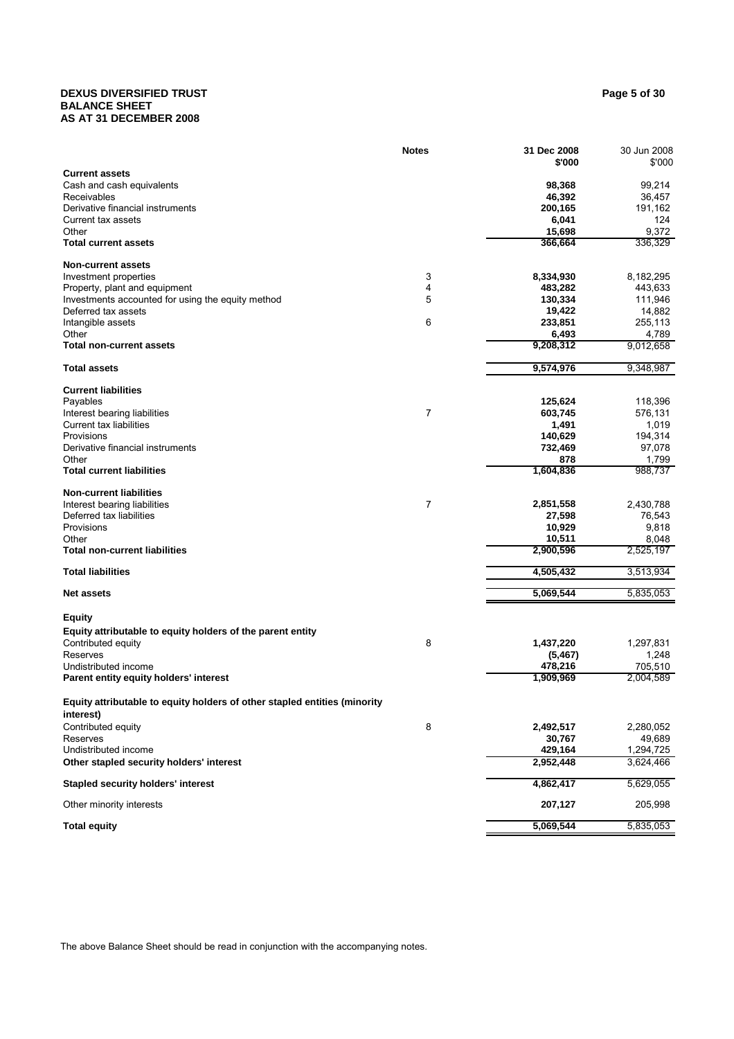# DEXUS DIVERSIFIED TRUST
## BALANCE SHEET
## AS AT 31 DECEMBER 2008

| | Notes | 31 Dec 2008 $'000 | 30 Jun 2008 $'000 |
|---|---|---|---|
| **Current assets** | | | |
| Cash and cash equivalents | | **98,368** | 99,214 |
| Receivables | | **46,392** | 36,457 |
| Derivative financial instruments | | **200,165** | 191,162 |
| Current tax assets | | **6,041** | 124 |
| Other | | **15,698** | 9,372 |
| **Total current assets** | | **366,664** | 336,329 |
| **Non-current assets** | | | |
| Investment properties | 3 | **8,334,930** | 8,182,295 |
| Property, plant and equipment | 4 | **483,282** | 443,633 |
| Investments accounted for using the equity method | 5 | **130,334** | 111,946 |
| Deferred tax assets | | **19,422** | 14,882 |
| Intangible assets | 6 | **233,851** | 255,113 |
| Other | | **6,493** | 4,789 |
| **Total non-current assets** | | **9,208,312** | 9,012,658 |
| **Total assets** | | **9,574,976** | 9,348,987 |
| **Current liabilities** | | | |
| Payables | | **125,624** | 118,396 |
| Interest bearing liabilities | 7 | **603,745** | 576,131 |
| Current tax liabilities | | **1,491** | 1,019 |
| Provisions | | **140,629** | 194,314 |
| Derivative financial instruments | | **732,469** | 97,078 |
| Other | | **878** | 1,799 |
| **Total current liabilities** | | **1,604,836** | 988,737 |
| **Non-current liabilities** | | | |
| Interest bearing liabilities | 7 | **2,851,558** | 2,430,788 |
| Deferred tax liabilities | | **27,598** | 76,543 |
| Provisions | | **10,929** | 9,818 |
| Other | | **10,511** | 8,048 |
| **Total non-current liabilities** | | **2,900,596** | 2,525,197 |
| **Total liabilities** | | **4,505,432** | 3,513,934 |
| **Net assets** | | **5,069,544** | 5,835,053 |
| **Equity** | | | |
| **Equity attributable to equity holders of the parent entity** | | | |
| Contributed equity | 8 | **1,437,220** | 1,297,831 |
| Reserves | | **(5,467)** | 1,248 |
| Undistributed income | | **478,216** | 705,510 |
| **Parent entity equity holders' interest** | | **1,909,969** | 2,004,589 |
| **Equity attributable to equity holders of other stapled entities (minority interest)** | | | |
| Contributed equity | 8 | **2,492,517** | 2,280,052 |
| Reserves | | **30,767** | 49,689 |
| Undistributed income | | **429,164** | 1,294,725 |
| **Other stapled security holders' interest** | | **2,952,448** | 3,624,466 |
| **Stapled security holders' interest** | | **4,862,417** | 5,629,055 |
| Other minority interests | | **207,127** | 205,998 |
| **Total equity** | | **5,069,544** | 5,835,053 |

The above Balance Sheet should be read in conjunction with the accompanying notes.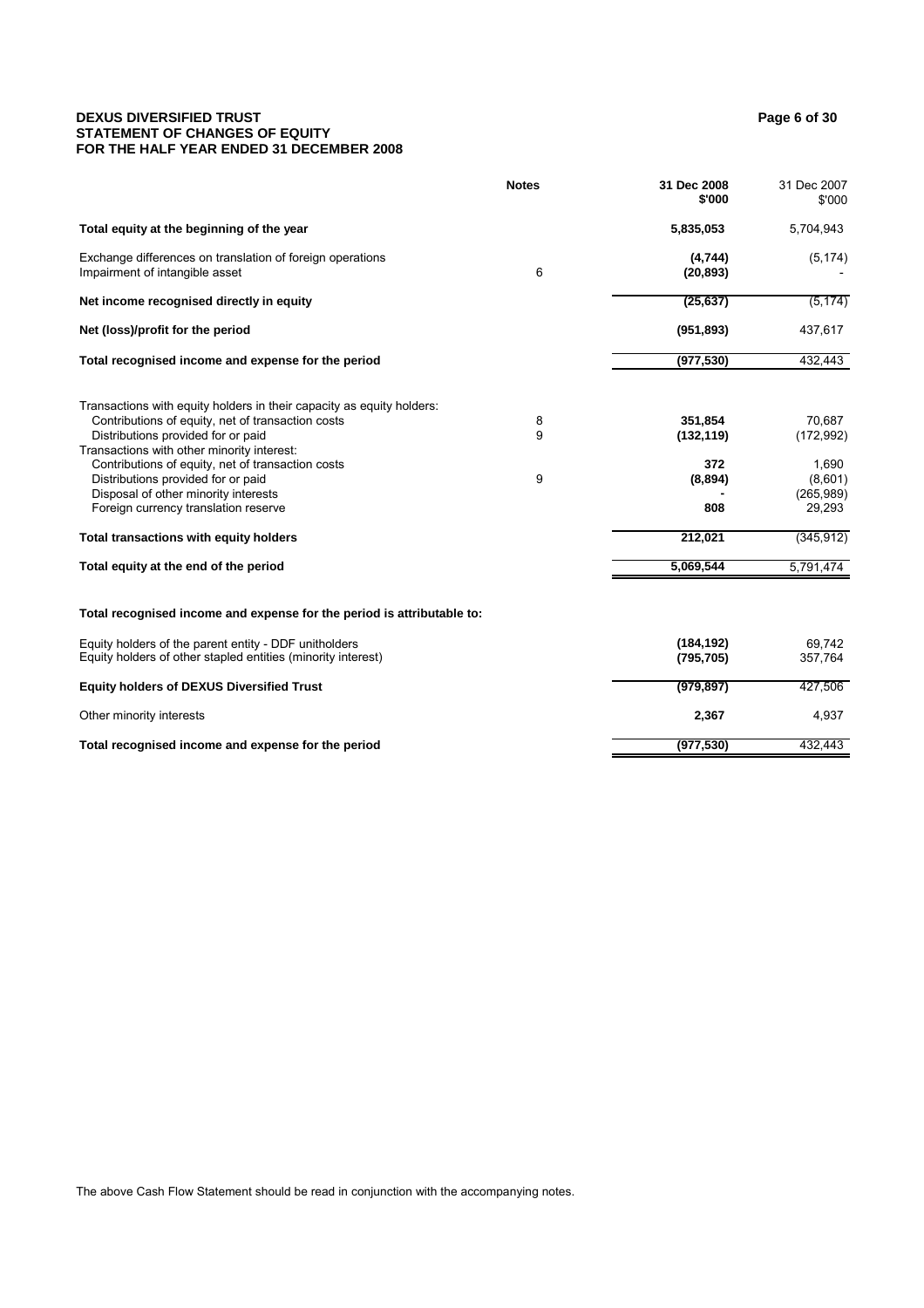**DEXUS DIVERSIFIED TRUST**
**STATEMENT OF CHANGES OF EQUITY**
**FOR THE HALF YEAR ENDED 31 DECEMBER 2008**

| | Notes | 31 Dec 2008 $'000 | 31 Dec 2007 $'000 |
|---|---|---|---|
| **Total equity at the beginning of the year** | | **5,835,053** | 5,704,943 |
| Exchange differences on translation of foreign operations | | **(4,744)** | (5,174) |
| Impairment of intangible asset | 6 | **(20,893)** | - |
| **Net income recognised directly in equity** | | **(25,637)** | (5,174) |
| **Net (loss)/profit for the period** | | **(951,893)** | 437,617 |
| **Total recognised income and expense for the period** | | **(977,530)** | 432,443 |
| Transactions with equity holders in their capacity as equity holders: | | | |
| Contributions of equity, net of transaction costs | 8 | **351,854** | 70,687 |
| Distributions provided for or paid | 9 | **(132,119)** | (172,992) |
| Transactions with other minority interest: | | | |
| Contributions of equity, net of transaction costs | | **372** | 1,690 |
| Distributions provided for or paid | 9 | **(8,894)** | (8,601) |
| Disposal of other minority interests | | **-** | (265,989) |
| Foreign currency translation reserve | | **808** | 29,293 |
| **Total transactions with equity holders** | | **212,021** | (345,912) |
| **Total equity at the end of the period** | | **5,069,544** | 5,791,474 |
| **Total recognised income and expense for the period is attributable to:** | | | |
| Equity holders of the parent entity - DDF unitholders | | **(184,192)** | 69,742 |
| Equity holders of other stapled entities (minority interest) | | **(795,705)** | 357,764 |
| **Equity holders of DEXUS Diversified Trust** | | **(979,897)** | 427,506 |
| Other minority interests | | **2,367** | 4,937 |
| **Total recognised income and expense for the period** | | **(977,530)** | 432,443 |

The above Cash Flow Statement should be read in conjunction with the accompanying notes.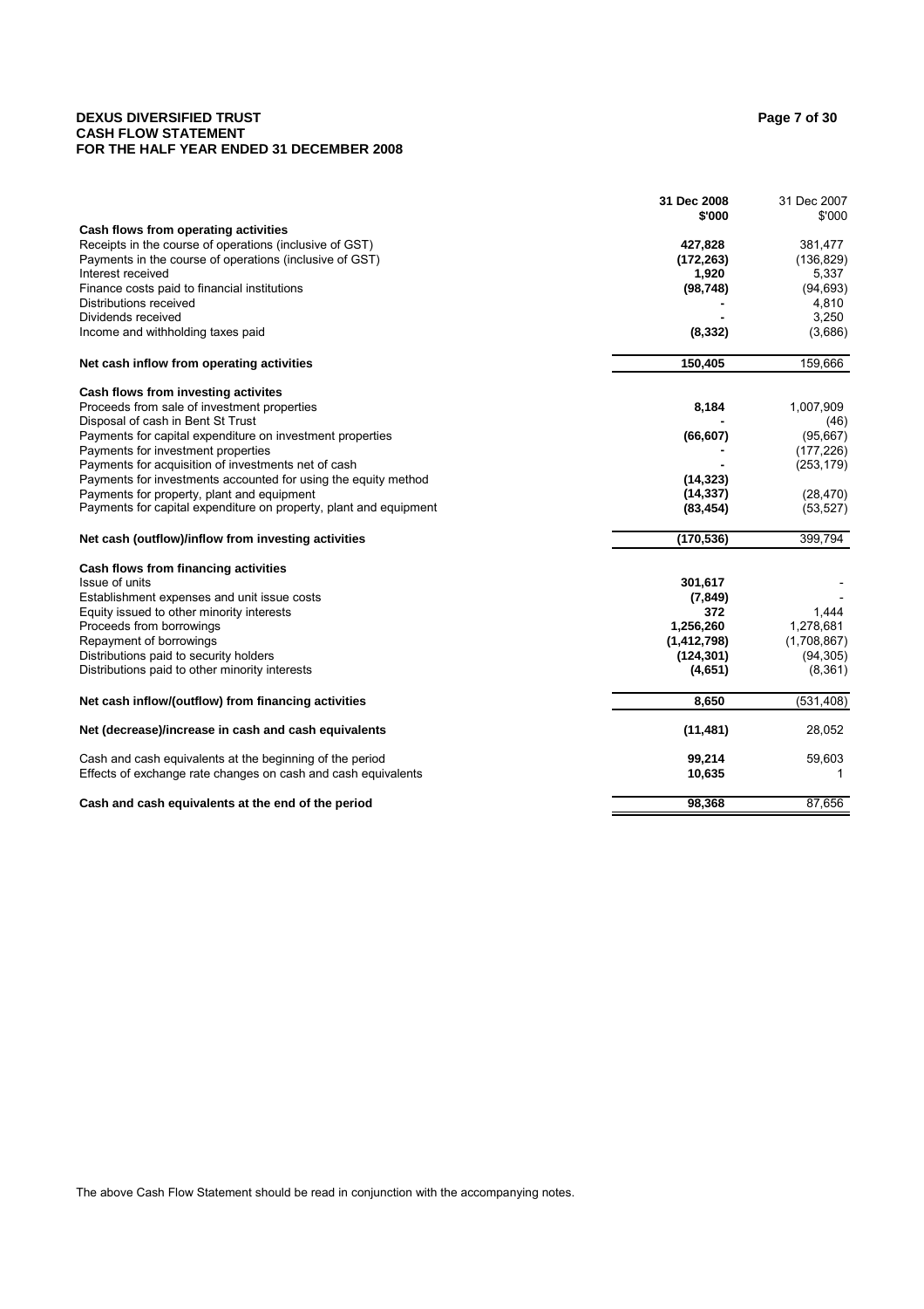# DEXUS DIVERSIFIED TRUST
## CASH FLOW STATEMENT
## FOR THE HALF YEAR ENDED 31 DECEMBER 2008

| | 31 Dec 2008<br>$'000 | 31 Dec 2007<br>$'000 |
|---|---|---|
| **Cash flows from operating activities** | | |
| Receipts in the course of operations (inclusive of GST) | **427,828** | 381,477 |
| Payments in the course of operations (inclusive of GST) | **(172,263)** | (136,829) |
| Interest received | **1,920** | 5,337 |
| Finance costs paid to financial institutions | **(98,748)** | (94,693) |
| Distributions received | **-** | 4,810 |
| Dividends received | **-** | 3,250 |
| Income and withholding taxes paid | **(8,332)** | (3,686) |
| **Net cash inflow from operating activities** | **150,405** | 159,666 |
| **Cash flows from investing activites** | | |
| Proceeds from sale of investment properties | **8,184** | 1,007,909 |
| Disposal of cash in Bent St Trust | **-** | (46) |
| Payments for capital expenditure on investment properties | **(66,607)** | (95,667) |
| Payments for investment properties | **-** | (177,226) |
| Payments for acquisition of investments net of cash | **-** | (253,179) |
| Payments for investments accounted for using the equity method | **(14,323)** | |
| Payments for property, plant and equipment | **(14,337)** | (28,470) |
| Payments for capital expenditure on property, plant and equipment | **(83,454)** | (53,527) |
| **Net cash (outflow)/inflow from investing activities** | **(170,536)** | 399,794 |
| **Cash flows from financing activities** | | |
| Issue of units | **301,617** | - |
| Establishment expenses and unit issue costs | **(7,849)** | - |
| Equity issued to other minority interests | **372** | 1,444 |
| Proceeds from borrowings | **1,256,260** | 1,278,681 |
| Repayment of borrowings | **(1,412,798)** | (1,708,867) |
| Distributions paid to security holders | **(124,301)** | (94,305) |
| Distributions paid to other minority interests | **(4,651)** | (8,361) |
| **Net cash inflow/(outflow) from financing activities** | **8,650** | (531,408) |
| **Net (decrease)/increase in cash and cash equivalents** | **(11,481)** | 28,052 |
| Cash and cash equivalents at the beginning of the period | **99,214** | 59,603 |
| Effects of exchange rate changes on cash and cash equivalents | **10,635** | 1 |
| **Cash and cash equivalents at the end of the period** | **98,368** | 87,656 |

The above Cash Flow Statement should be read in conjunction with the accompanying notes.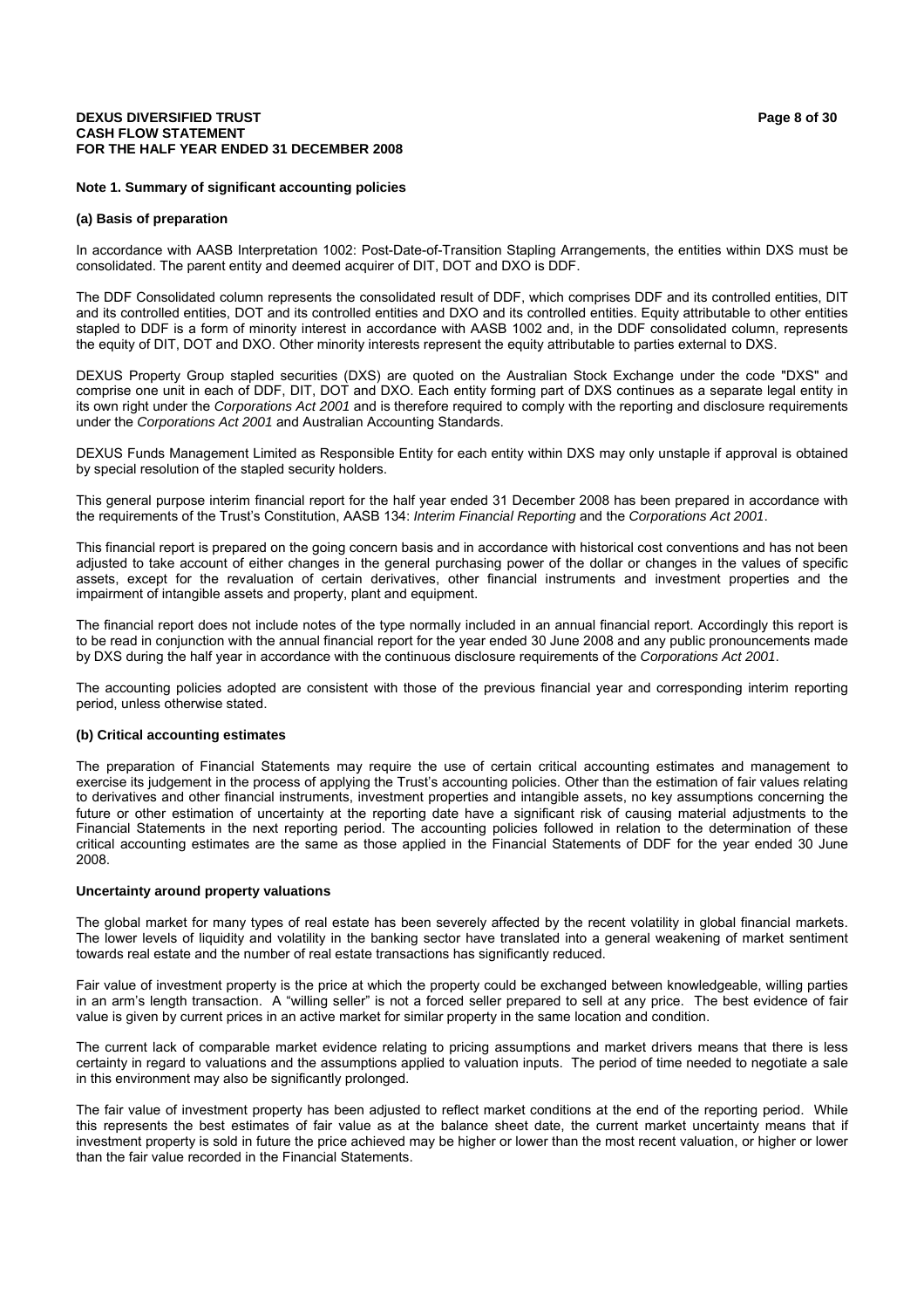## Note 1. Summary of significant accounting policies

### (a) Basis of preparation

In accordance with AASB Interpretation 1002: Post-Date-of-Transition Stapling Arrangements, the entities within DXS must be consolidated. The parent entity and deemed acquirer of DIT, DOT and DXO is DDF.

The DDF Consolidated column represents the consolidated result of DDF, which comprises DDF and its controlled entities, DIT and its controlled entities, DOT and its controlled entities and DXO and its controlled entities. Equity attributable to other entities stapled to DDF is a form of minority interest in accordance with AASB 1002 and, in the DDF consolidated column, represents the equity of DIT, DOT and DXO. Other minority interests represent the equity attributable to parties external to DXS.

DEXUS Property Group stapled securities (DXS) are quoted on the Australian Stock Exchange under the code "DXS" and comprise one unit in each of DDF, DIT, DOT and DXO. Each entity forming part of DXS continues as a separate legal entity in its own right under the *Corporations Act 2001* and is therefore required to comply with the reporting and disclosure requirements under the *Corporations Act 2001* and Australian Accounting Standards.

DEXUS Funds Management Limited as Responsible Entity for each entity within DXS may only unstaple if approval is obtained by special resolution of the stapled security holders.

This general purpose interim financial report for the half year ended 31 December 2008 has been prepared in accordance with the requirements of the Trust's Constitution, AASB 134: *Interim Financial Reporting* and the *Corporations Act 2001*.

This financial report is prepared on the going concern basis and in accordance with historical cost conventions and has not been adjusted to take account of either changes in the general purchasing power of the dollar or changes in the values of specific assets, except for the revaluation of certain derivatives, other financial instruments and investment properties and the impairment of intangible assets and property, plant and equipment.

The financial report does not include notes of the type normally included in an annual financial report. Accordingly this report is to be read in conjunction with the annual financial report for the year ended 30 June 2008 and any public pronouncements made by DXS during the half year in accordance with the continuous disclosure requirements of the *Corporations Act 2001*.

The accounting policies adopted are consistent with those of the previous financial year and corresponding interim reporting period, unless otherwise stated.

### (b) Critical accounting estimates

The preparation of Financial Statements may require the use of certain critical accounting estimates and management to exercise its judgement in the process of applying the Trust's accounting policies. Other than the estimation of fair values relating to derivatives and other financial instruments, investment properties and intangible assets, no key assumptions concerning the future or other estimation of uncertainty at the reporting date have a significant risk of causing material adjustments to the Financial Statements in the next reporting period. The accounting policies followed in relation to the determination of these critical accounting estimates are the same as those applied in the Financial Statements of DDF for the year ended 30 June 2008.

#### Uncertainty around property valuations

The global market for many types of real estate has been severely affected by the recent volatility in global financial markets. The lower levels of liquidity and volatility in the banking sector have translated into a general weakening of market sentiment towards real estate and the number of real estate transactions has significantly reduced.

Fair value of investment property is the price at which the property could be exchanged between knowledgeable, willing parties in an arm's length transaction. A "willing seller" is not a forced seller prepared to sell at any price. The best evidence of fair value is given by current prices in an active market for similar property in the same location and condition.

The current lack of comparable market evidence relating to pricing assumptions and market drivers means that there is less certainty in regard to valuations and the assumptions applied to valuation inputs. The period of time needed to negotiate a sale in this environment may also be significantly prolonged.

The fair value of investment property has been adjusted to reflect market conditions at the end of the reporting period. While this represents the best estimates of fair value as at the balance sheet date, the current market uncertainty means that if investment property is sold in future the price achieved may be higher or lower than the most recent valuation, or higher or lower than the fair value recorded in the Financial Statements.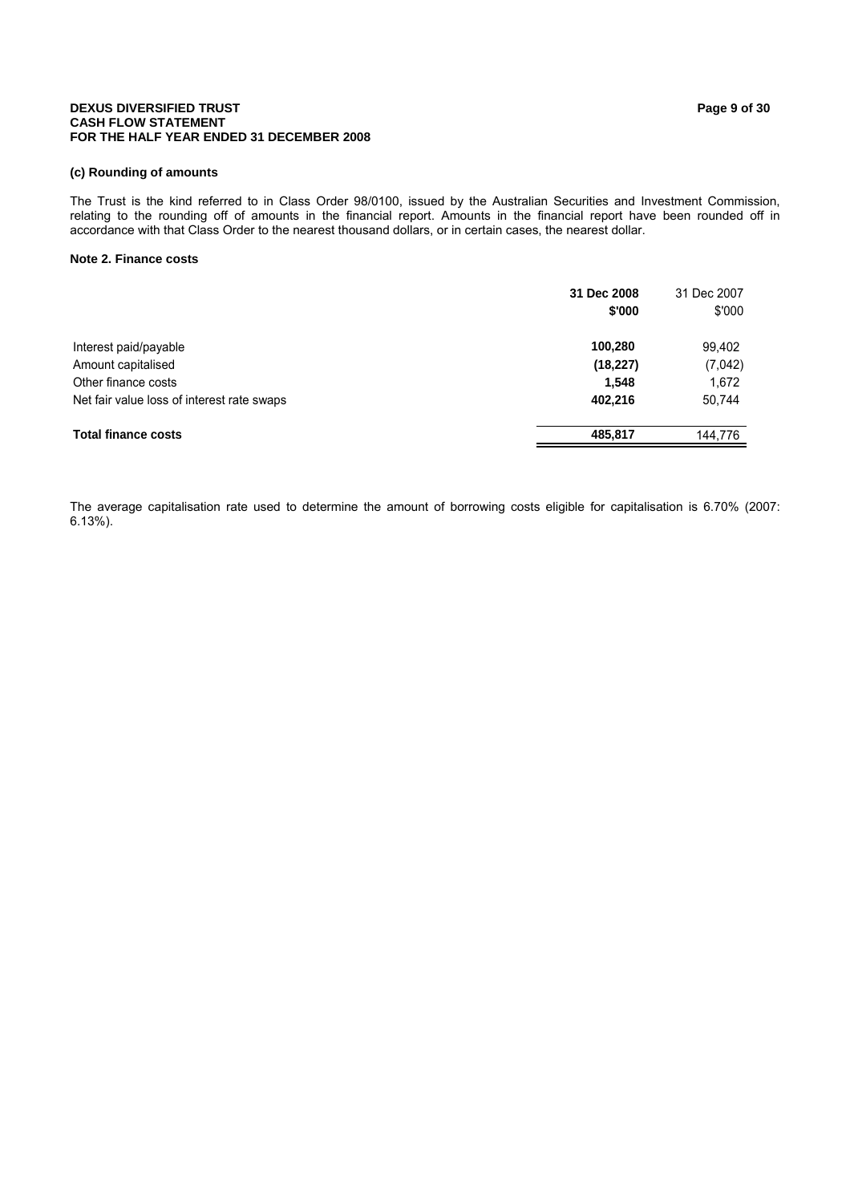### (c) Rounding of amounts

The Trust is the kind referred to in Class Order 98/0100, issued by the Australian Securities and Investment Commission, relating to the rounding off of amounts in the financial report. Amounts in the financial report have been rounded off in accordance with that Class Order to the nearest thousand dollars, or in certain cases, the nearest dollar.

### Note 2. Finance costs

| | **31 Dec 2008** | 31 Dec 2007 |
|---|---|---|
| | **\$'000** | \$'000 |
| Interest paid/payable | **100,280** | 99,402 |
| Amount capitalised | **(18,227)** | (7,042) |
| Other finance costs | **1,548** | 1,672 |
| Net fair value loss of interest rate swaps | **402,216** | 50,744 |
| **Total finance costs** | **485,817** | 144,776 |

The average capitalisation rate used to determine the amount of borrowing costs eligible for capitalisation is 6.70% (2007: 6.13%).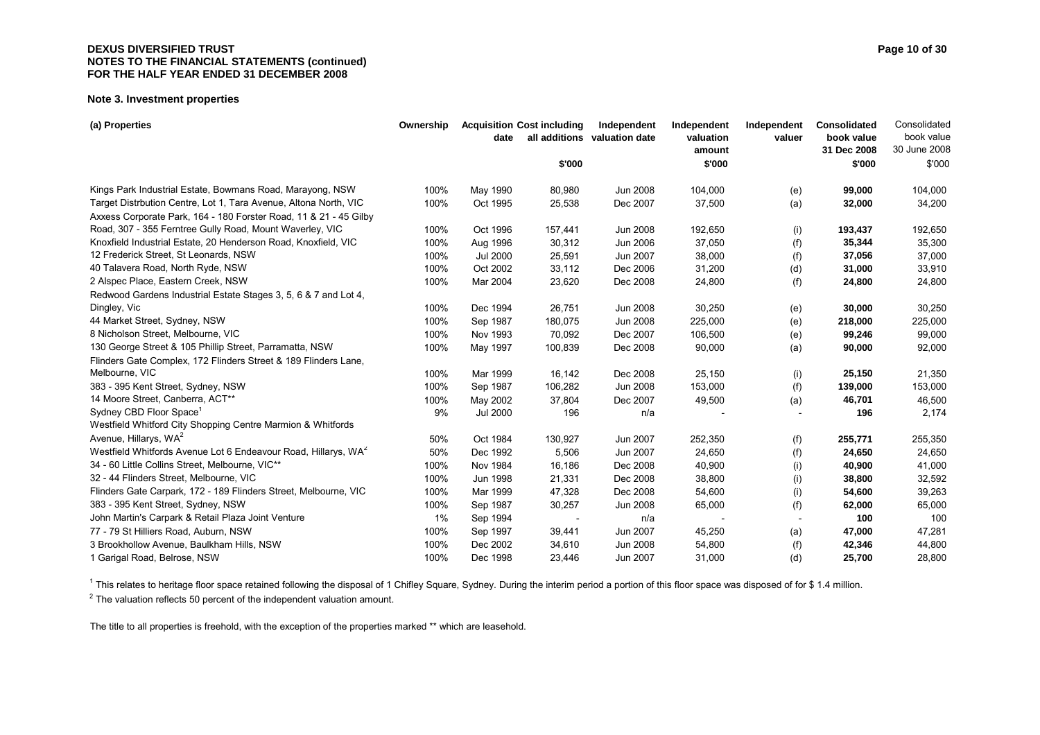## Note 3. Investment properties

| (a) Properties | Ownership | Acquisition date | Cost including all additions $'000 | Independent valuation date | Independent valuation amount $'000 | Independent valuer | Consolidated book value 31 Dec 2008 $'000 | Consolidated book value 30 June 2008 $'000 |
|---|---|---|---|---|---|---|---|---|
| Kings Park Industrial Estate, Bowmans Road, Marayong, NSW | 100% | May 1990 | 80,980 | Jun 2008 | 104,000 | (e) | **99,000** | 104,000 |
| Target Distrbution Centre, Lot 1, Tara Avenue, Altona North, VIC | 100% | Oct 1995 | 25,538 | Dec 2007 | 37,500 | (a) | **32,000** | 34,200 |
| Axxess Corporate Park, 164 - 180 Forster Road, 11 & 21 - 45 Gilby Road, 307 - 355 Ferntree Gully Road, Mount Waverley, VIC | 100% | Oct 1996 | 157,441 | Jun 2008 | 192,650 | (i) | **193,437** | 192,650 |
| Knoxfield Industrial Estate, 20 Henderson Road, Knoxfield, VIC | 100% | Aug 1996 | 30,312 | Jun 2006 | 37,050 | (f) | **35,344** | 35,300 |
| 12 Frederick Street, St Leonards, NSW | 100% | Jul 2000 | 25,591 | Jun 2007 | 38,000 | (f) | **37,056** | 37,000 |
| 40 Talavera Road, North Ryde, NSW | 100% | Oct 2002 | 33,112 | Dec 2006 | 31,200 | (d) | **31,000** | 33,910 |
| 2 Alspec Place, Eastern Creek, NSW | 100% | Mar 2004 | 23,620 | Dec 2008 | 24,800 | (f) | **24,800** | 24,800 |
| Redwood Gardens Industrial Estate Stages 3, 5, 6 & 7 and Lot 4, Dingley, Vic | 100% | Dec 1994 | 26,751 | Jun 2008 | 30,250 | (e) | **30,000** | 30,250 |
| 44 Market Street, Sydney, NSW | 100% | Sep 1987 | 180,075 | Jun 2008 | 225,000 | (e) | **218,000** | 225,000 |
| 8 Nicholson Street, Melbourne, VIC | 100% | Nov 1993 | 70,092 | Dec 2007 | 106,500 | (e) | **99,246** | 99,000 |
| 130 George Street & 105 Phillip Street, Parramatta, NSW | 100% | May 1997 | 100,839 | Dec 2008 | 90,000 | (a) | **90,000** | 92,000 |
| Flinders Gate Complex, 172 Flinders Street & 189 Flinders Lane, Melbourne, VIC | 100% | Mar 1999 | 16,142 | Dec 2008 | 25,150 | (i) | **25,150** | 21,350 |
| 383 - 395 Kent Street, Sydney, NSW | 100% | Sep 1987 | 106,282 | Jun 2008 | 153,000 | (f) | **139,000** | 153,000 |
| 14 Moore Street, Canberra, ACT** | 100% | May 2002 | 37,804 | Dec 2007 | 49,500 | (a) | **46,701** | 46,500 |
| Sydney CBD Floor Space[1] | 9% | Jul 2000 | 196 | n/a | - | - | **196** | 2,174 |
| Westfield Whitford City Shopping Centre Marmion & Whitfords Avenue, Hillarys, WA[2] | 50% | Oct 1984 | 130,927 | Jun 2007 | 252,350 | (f) | **255,771** | 255,350 |
| Westfield Whitfords Avenue Lot 6 Endeavour Road, Hillarys, WA[2] | 50% | Dec 1992 | 5,506 | Jun 2007 | 24,650 | (f) | **24,650** | 24,650 |
| 34 - 60 Little Collins Street, Melbourne, VIC** | 100% | Nov 1984 | 16,186 | Dec 2008 | 40,900 | (i) | **40,900** | 41,000 |
| 32 - 44 Flinders Street, Melbourne, VIC | 100% | Jun 1998 | 21,331 | Dec 2008 | 38,800 | (i) | **38,800** | 32,592 |
| Flinders Gate Carpark, 172 - 189 Flinders Street, Melbourne, VIC | 100% | Mar 1999 | 47,328 | Dec 2008 | 54,600 | (i) | **54,600** | 39,263 |
| 383 - 395 Kent Street, Sydney, NSW | 100% | Sep 1987 | 30,257 | Jun 2008 | 65,000 | (f) | **62,000** | 65,000 |
| John Martin's Carpark & Retail Plaza Joint Venture | 1% | Sep 1994 | - | n/a | - | - | **100** | 100 |
| 77 - 79 St Hilliers Road, Auburn, NSW | 100% | Sep 1997 | 39,441 | Jun 2007 | 45,250 | (a) | **47,000** | 47,281 |
| 3 Brookhollow Avenue, Baulkham Hills, NSW | 100% | Dec 2002 | 34,610 | Jun 2008 | 54,800 | (f) | **42,346** | 44,800 |
| 1 Garigal Road, Belrose, NSW | 100% | Dec 1998 | 23,446 | Jun 2007 | 31,000 | (d) | **25,700** | 28,800 |

[1] This relates to heritage floor space retained following the disposal of 1 Chifley Square, Sydney. During the interim period a portion of this floor space was disposed of for $ 1.4 million.

[2] The valuation reflects 50 percent of the independent valuation amount.

The title to all properties is freehold, with the exception of the properties marked ** which are leasehold.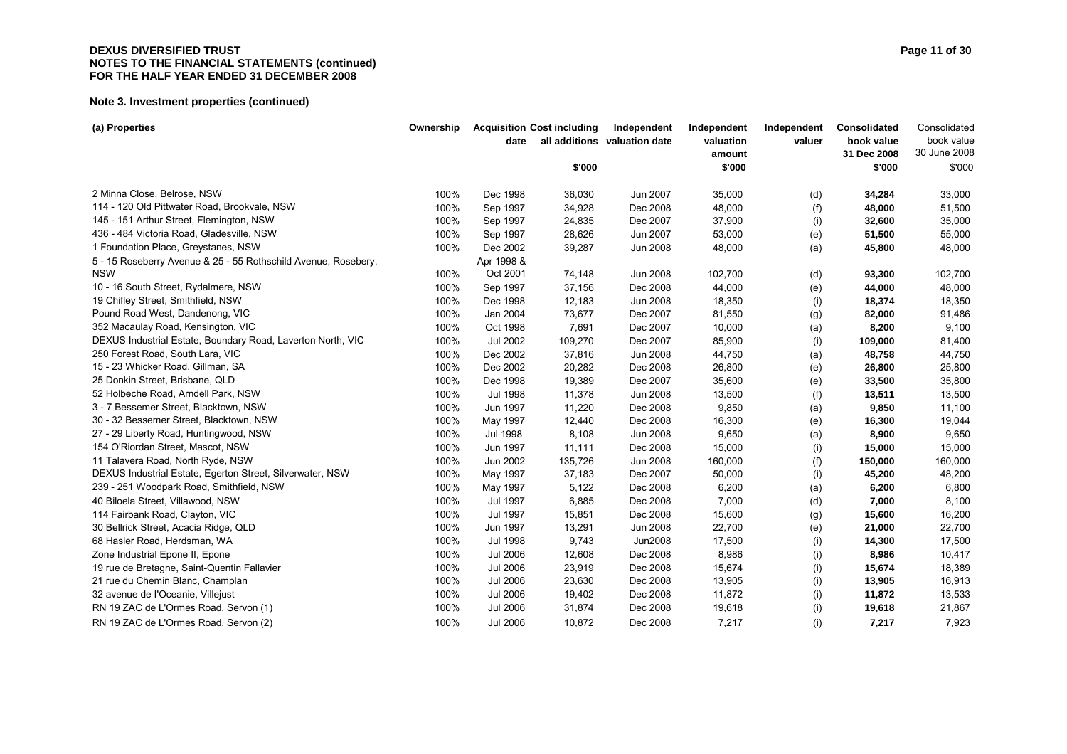DEXUS DIVERSIFIED TRUST
NOTES TO THE FINANCIAL STATEMENTS (continued)
FOR THE HALF YEAR ENDED 31 DECEMBER 2008

### Note 3. Investment properties (continued)

| (a) Properties | Ownership | Acquisition date | Cost including all additions<br>$'000 | Independent valuation date | Independent valuation amount<br>$'000 | Independent valuer | Consolidated book value 31 Dec 2008<br>$'000 | Consolidated book value 30 June 2008<br>$'000 |
|---|---|---|---|---|---|---|---|---|
| 2 Minna Close, Belrose, NSW | 100% | Dec 1998 | 36,030 | Jun 2007 | 35,000 | (d) | **34,284** | 33,000 |
| 114 - 120 Old Pittwater Road, Brookvale, NSW | 100% | Sep 1997 | 34,928 | Dec 2008 | 48,000 | (f) | **48,000** | 51,500 |
| 145 - 151 Arthur Street, Flemington, NSW | 100% | Sep 1997 | 24,835 | Dec 2007 | 37,900 | (i) | **32,600** | 35,000 |
| 436 - 484 Victoria Road, Gladesville, NSW | 100% | Sep 1997 | 28,626 | Jun 2007 | 53,000 | (e) | **51,500** | 55,000 |
| 1 Foundation Place, Greystanes, NSW | 100% | Dec 2002 | 39,287 | Jun 2008 | 48,000 | (a) | **45,800** | 48,000 |
| 5 - 15 Roseberry Avenue & 25 - 55 Rothschild Avenue, Rosebery, NSW | 100% | Apr 1998 & Oct 2001 | 74,148 | Jun 2008 | 102,700 | (d) | **93,300** | 102,700 |
| 10 - 16 South Street, Rydalmere, NSW | 100% | Sep 1997 | 37,156 | Dec 2008 | 44,000 | (e) | **44,000** | 48,000 |
| 19 Chifley Street, Smithfield, NSW | 100% | Dec 1998 | 12,183 | Jun 2008 | 18,350 | (i) | **18,374** | 18,350 |
| Pound Road West, Dandenong, VIC | 100% | Jan 2004 | 73,677 | Dec 2007 | 81,550 | (g) | **82,000** | 91,486 |
| 352 Macaulay Road, Kensington, VIC | 100% | Oct 1998 | 7,691 | Dec 2007 | 10,000 | (a) | **8,200** | 9,100 |
| DEXUS Industrial Estate, Boundary Road, Laverton North, VIC | 100% | Jul 2002 | 109,270 | Dec 2007 | 85,900 | (i) | **109,000** | 81,400 |
| 250 Forest Road, South Lara, VIC | 100% | Dec 2002 | 37,816 | Jun 2008 | 44,750 | (a) | **48,758** | 44,750 |
| 15 - 23 Whicker Road, Gillman, SA | 100% | Dec 2002 | 20,282 | Dec 2008 | 26,800 | (e) | **26,800** | 25,800 |
| 25 Donkin Street, Brisbane, QLD | 100% | Dec 1998 | 19,389 | Dec 2007 | 35,600 | (e) | **33,500** | 35,800 |
| 52 Holbeche Road, Arndell Park, NSW | 100% | Jul 1998 | 11,378 | Jun 2008 | 13,500 | (f) | **13,511** | 13,500 |
| 3 - 7 Bessemer Street, Blacktown, NSW | 100% | Jun 1997 | 11,220 | Dec 2008 | 9,850 | (a) | **9,850** | 11,100 |
| 30 - 32 Bessemer Street, Blacktown, NSW | 100% | May 1997 | 12,440 | Dec 2008 | 16,300 | (e) | **16,300** | 19,044 |
| 27 - 29 Liberty Road, Huntingwood, NSW | 100% | Jul 1998 | 8,108 | Jun 2008 | 9,650 | (a) | **8,900** | 9,650 |
| 154 O'Riordan Street, Mascot, NSW | 100% | Jun 1997 | 11,111 | Dec 2008 | 15,000 | (i) | **15,000** | 15,000 |
| 11 Talavera Road, North Ryde, NSW | 100% | Jun 2002 | 135,726 | Jun 2008 | 160,000 | (f) | **150,000** | 160,000 |
| DEXUS Industrial Estate, Egerton Street, Silverwater, NSW | 100% | May 1997 | 37,183 | Dec 2007 | 50,000 | (i) | **45,200** | 48,200 |
| 239 - 251 Woodpark Road, Smithfield, NSW | 100% | May 1997 | 5,122 | Dec 2008 | 6,200 | (a) | **6,200** | 6,800 |
| 40 Biloela Street, Villawood, NSW | 100% | Jul 1997 | 6,885 | Dec 2008 | 7,000 | (d) | **7,000** | 8,100 |
| 114 Fairbank Road, Clayton, VIC | 100% | Jul 1997 | 15,851 | Dec 2008 | 15,600 | (g) | **15,600** | 16,200 |
| 30 Bellrick Street, Acacia Ridge, QLD | 100% | Jun 1997 | 13,291 | Jun 2008 | 22,700 | (e) | **21,000** | 22,700 |
| 68 Hasler Road, Herdsman, WA | 100% | Jul 1998 | 9,743 | Jun2008 | 17,500 | (i) | **14,300** | 17,500 |
| Zone Industrial Epone II, Epone | 100% | Jul 2006 | 12,608 | Dec 2008 | 8,986 | (i) | **8,986** | 10,417 |
| 19 rue de Bretagne, Saint-Quentin Fallavier | 100% | Jul 2006 | 23,919 | Dec 2008 | 15,674 | (i) | **15,674** | 18,389 |
| 21 rue du Chemin Blanc, Champlan | 100% | Jul 2006 | 23,630 | Dec 2008 | 13,905 | (i) | **13,905** | 16,913 |
| 32 avenue de l'Oceanie, Villejust | 100% | Jul 2006 | 19,402 | Dec 2008 | 11,872 | (i) | **11,872** | 13,533 |
| RN 19 ZAC de L'Ormes Road, Servon (1) | 100% | Jul 2006 | 31,874 | Dec 2008 | 19,618 | (i) | **19,618** | 21,867 |
| RN 19 ZAC de L'Ormes Road, Servon (2) | 100% | Jul 2006 | 10,872 | Dec 2008 | 7,217 | (i) | **7,217** | 7,923 |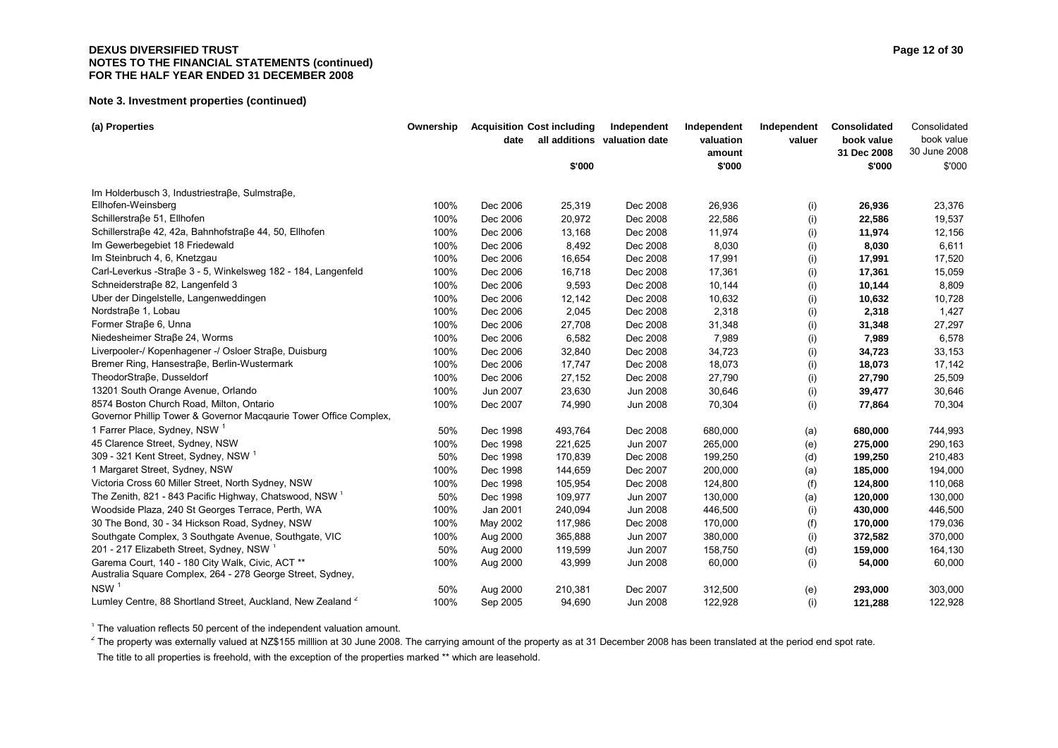**DEXUS DIVERSIFIED TRUST**
**NOTES TO THE FINANCIAL STATEMENTS (continued)**
**FOR THE HALF YEAR ENDED 31 DECEMBER 2008**

### Note 3. Investment properties (continued)

| (a) Properties | Ownership | Acquisition date | Cost including all additions $'000 | Independent valuation date | Independent valuation amount $'000 | Independent valuer | Consolidated book value 31 Dec 2008 $'000 | Consolidated book value 30 June 2008 $'000 |
|---|---|---|---|---|---|---|---|---|
| Im Holderbusch 3, Industriestraβe, Sulmstraβe, Ellhofen-Weinsberg | 100% | Dec 2006 | 25,319 | Dec 2008 | 26,936 | (i) | **26,936** | 23,376 |
| Schillerstraβe 51, Ellhofen | 100% | Dec 2006 | 20,972 | Dec 2008 | 22,586 | (i) | **22,586** | 19,537 |
| Schillerstraβe 42, 42a, Bahnhofstraβe 44, 50, Ellhofen | 100% | Dec 2006 | 13,168 | Dec 2008 | 11,974 | (i) | **11,974** | 12,156 |
| Im Gewerbegebiet 18 Friedewald | 100% | Dec 2006 | 8,492 | Dec 2008 | 8,030 | (i) | **8,030** | 6,611 |
| Im Steinbruch 4, 6, Knetzgau | 100% | Dec 2006 | 16,654 | Dec 2008 | 17,991 | (i) | **17,991** | 17,520 |
| Carl-Leverkus -Straβe 3 - 5, Winkelsweg 182 - 184, Langenfeld | 100% | Dec 2006 | 16,718 | Dec 2008 | 17,361 | (i) | **17,361** | 15,059 |
| Schneiderstraβe 82, Langenfeld 3 | 100% | Dec 2006 | 9,593 | Dec 2008 | 10,144 | (i) | **10,144** | 8,809 |
| Uber der Dingelstelle, Langenweddingen | 100% | Dec 2006 | 12,142 | Dec 2008 | 10,632 | (i) | **10,632** | 10,728 |
| Nordstraβe 1, Lobau | 100% | Dec 2006 | 2,045 | Dec 2008 | 2,318 | (i) | **2,318** | 1,427 |
| Former Straβe 6, Unna | 100% | Dec 2006 | 27,708 | Dec 2008 | 31,348 | (i) | **31,348** | 27,297 |
| Niedesheimer Straβe 24, Worms | 100% | Dec 2006 | 6,582 | Dec 2008 | 7,989 | (i) | **7,989** | 6,578 |
| Liverpooler-/ Kopenhagener -/ Osloer Straβe, Duisburg | 100% | Dec 2006 | 32,840 | Dec 2008 | 34,723 | (i) | **34,723** | 33,153 |
| Bremer Ring, Hansestraβe, Berlin-Wustermark | 100% | Dec 2006 | 17,747 | Dec 2008 | 18,073 | (i) | **18,073** | 17,142 |
| TheodorStraβe, Dusseldorf | 100% | Dec 2006 | 27,152 | Dec 2008 | 27,790 | (i) | **27,790** | 25,509 |
| 13201 South Orange Avenue, Orlando | 100% | Jun 2007 | 23,630 | Jun 2008 | 30,646 | (i) | **39,477** | 30,646 |
| 8574 Boston Church Road, Milton, Ontario | 100% | Dec 2007 | 74,990 | Jun 2008 | 70,304 | (i) | **77,864** | 70,304 |
| Governor Phillip Tower & Governor Macqaurie Tower Office Complex, 1 Farrer Place, Sydney, NSW [1] | 50% | Dec 1998 | 493,764 | Dec 2008 | 680,000 | (a) | **680,000** | 744,993 |
| 45 Clarence Street, Sydney, NSW | 100% | Dec 1998 | 221,625 | Jun 2007 | 265,000 | (e) | **275,000** | 290,163 |
| 309 - 321 Kent Street, Sydney, NSW [1] | 50% | Dec 1998 | 170,839 | Dec 2008 | 199,250 | (d) | **199,250** | 210,483 |
| 1 Margaret Street, Sydney, NSW | 100% | Dec 1998 | 144,659 | Dec 2007 | 200,000 | (a) | **185,000** | 194,000 |
| Victoria Cross 60 Miller Street, North Sydney, NSW | 100% | Dec 1998 | 105,954 | Dec 2008 | 124,800 | (f) | **124,800** | 110,068 |
| The Zenith, 821 - 843 Pacific Highway, Chatswood, NSW [1] | 50% | Dec 1998 | 109,977 | Jun 2007 | 130,000 | (a) | **120,000** | 130,000 |
| Woodside Plaza, 240 St Georges Terrace, Perth, WA | 100% | Jan 2001 | 240,094 | Jun 2008 | 446,500 | (i) | **430,000** | 446,500 |
| 30 The Bond, 30 - 34 Hickson Road, Sydney, NSW | 100% | May 2002 | 117,986 | Dec 2008 | 170,000 | (f) | **170,000** | 179,036 |
| Southgate Complex, 3 Southgate Avenue, Southgate, VIC | 100% | Aug 2000 | 365,888 | Jun 2007 | 380,000 | (i) | **372,582** | 370,000 |
| 201 - 217 Elizabeth Street, Sydney, NSW [1] | 50% | Aug 2000 | 119,599 | Jun 2007 | 158,750 | (d) | **159,000** | 164,130 |
| Garema Court, 140 - 180 City Walk, Civic, ACT ** | 100% | Aug 2000 | 43,999 | Jun 2008 | 60,000 | (i) | **54,000** | 60,000 |
| Australia Square Complex, 264 - 278 George Street, Sydney, NSW [1] | 50% | Aug 2000 | 210,381 | Dec 2007 | 312,500 | (e) | **293,000** | 303,000 |
| Lumley Centre, 88 Shortland Street, Auckland, New Zealand [2] | 100% | Sep 2005 | 94,690 | Jun 2008 | 122,928 | (i) | **121,288** | 122,928 |

[1] The valuation reflects 50 percent of the independent valuation amount.

[2] The property was externally valued at NZ$155 milllion at 30 June 2008. The carrying amount of the property as at 31 December 2008 has been translated at the period end spot rate.

The title to all properties is freehold, with the exception of the properties marked ** which are leasehold.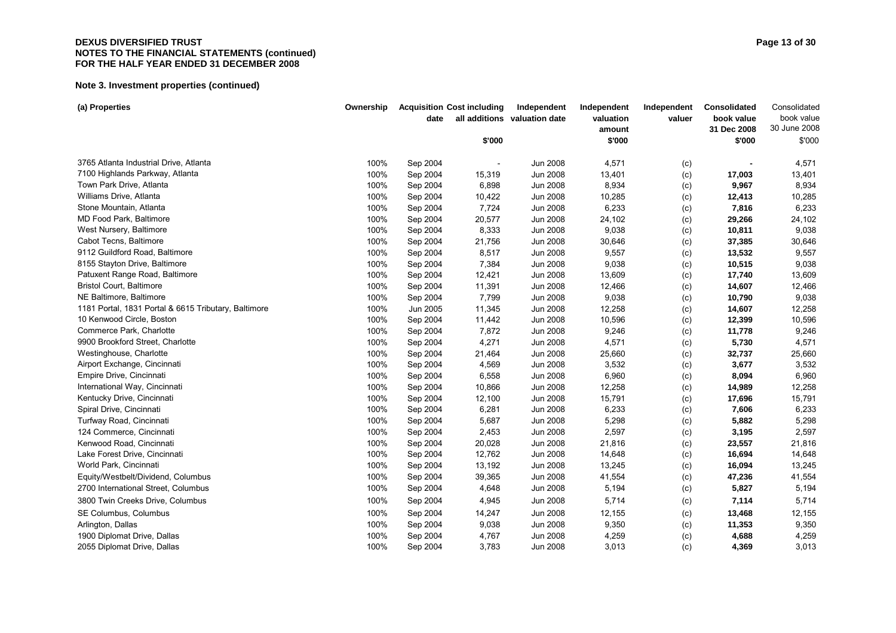## Note 3. Investment properties (continued)

| (a) Properties | Ownership | Acquisition date | Cost including all additions $'000 | Independent valuation date | Independent valuation amount $'000 | Independent valuer | Consolidated book value 31 Dec 2008 $'000 | Consolidated book value 30 June 2008 $'000 |
|---|---|---|---|---|---|---|---|---|
| 3765 Atlanta Industrial Drive, Atlanta | 100% | Sep 2004 | - | Jun 2008 | 4,571 | (c) | **-** | 4,571 |
| 7100 Highlands Parkway, Atlanta | 100% | Sep 2004 | 15,319 | Jun 2008 | 13,401 | (c) | **17,003** | 13,401 |
| Town Park Drive, Atlanta | 100% | Sep 2004 | 6,898 | Jun 2008 | 8,934 | (c) | **9,967** | 8,934 |
| Williams Drive, Atlanta | 100% | Sep 2004 | 10,422 | Jun 2008 | 10,285 | (c) | **12,413** | 10,285 |
| Stone Mountain, Atlanta | 100% | Sep 2004 | 7,724 | Jun 2008 | 6,233 | (c) | **7,816** | 6,233 |
| MD Food Park, Baltimore | 100% | Sep 2004 | 20,577 | Jun 2008 | 24,102 | (c) | **29,266** | 24,102 |
| West Nursery, Baltimore | 100% | Sep 2004 | 8,333 | Jun 2008 | 9,038 | (c) | **10,811** | 9,038 |
| Cabot Tecns, Baltimore | 100% | Sep 2004 | 21,756 | Jun 2008 | 30,646 | (c) | **37,385** | 30,646 |
| 9112 Guildford Road, Baltimore | 100% | Sep 2004 | 8,517 | Jun 2008 | 9,557 | (c) | **13,532** | 9,557 |
| 8155 Stayton Drive, Baltimore | 100% | Sep 2004 | 7,384 | Jun 2008 | 9,038 | (c) | **10,515** | 9,038 |
| Patuxent Range Road, Baltimore | 100% | Sep 2004 | 12,421 | Jun 2008 | 13,609 | (c) | **17,740** | 13,609 |
| Bristol Court, Baltimore | 100% | Sep 2004 | 11,391 | Jun 2008 | 12,466 | (c) | **14,607** | 12,466 |
| NE Baltimore, Baltimore | 100% | Sep 2004 | 7,799 | Jun 2008 | 9,038 | (c) | **10,790** | 9,038 |
| 1181 Portal, 1831 Portal & 6615 Tributary, Baltimore | 100% | Jun 2005 | 11,345 | Jun 2008 | 12,258 | (c) | **14,607** | 12,258 |
| 10 Kenwood Circle, Boston | 100% | Sep 2004 | 11,442 | Jun 2008 | 10,596 | (c) | **12,399** | 10,596 |
| Commerce Park, Charlotte | 100% | Sep 2004 | 7,872 | Jun 2008 | 9,246 | (c) | **11,778** | 9,246 |
| 9900 Brookford Street, Charlotte | 100% | Sep 2004 | 4,271 | Jun 2008 | 4,571 | (c) | **5,730** | 4,571 |
| Westinghouse, Charlotte | 100% | Sep 2004 | 21,464 | Jun 2008 | 25,660 | (c) | **32,737** | 25,660 |
| Airport Exchange, Cincinnati | 100% | Sep 2004 | 4,569 | Jun 2008 | 3,532 | (c) | **3,677** | 3,532 |
| Empire Drive, Cincinnati | 100% | Sep 2004 | 6,558 | Jun 2008 | 6,960 | (c) | **8,094** | 6,960 |
| International Way, Cincinnati | 100% | Sep 2004 | 10,866 | Jun 2008 | 12,258 | (c) | **14,989** | 12,258 |
| Kentucky Drive, Cincinnati | 100% | Sep 2004 | 12,100 | Jun 2008 | 15,791 | (c) | **17,696** | 15,791 |
| Spiral Drive, Cincinnati | 100% | Sep 2004 | 6,281 | Jun 2008 | 6,233 | (c) | **7,606** | 6,233 |
| Turfway Road, Cincinnati | 100% | Sep 2004 | 5,687 | Jun 2008 | 5,298 | (c) | **5,882** | 5,298 |
| 124 Commerce, Cincinnati | 100% | Sep 2004 | 2,453 | Jun 2008 | 2,597 | (c) | **3,195** | 2,597 |
| Kenwood Road, Cincinnati | 100% | Sep 2004 | 20,028 | Jun 2008 | 21,816 | (c) | **23,557** | 21,816 |
| Lake Forest Drive, Cincinnati | 100% | Sep 2004 | 12,762 | Jun 2008 | 14,648 | (c) | **16,694** | 14,648 |
| World Park, Cincinnati | 100% | Sep 2004 | 13,192 | Jun 2008 | 13,245 | (c) | **16,094** | 13,245 |
| Equity/Westbelt/Dividend, Columbus | 100% | Sep 2004 | 39,365 | Jun 2008 | 41,554 | (c) | **47,236** | 41,554 |
| 2700 International Street, Columbus | 100% | Sep 2004 | 4,648 | Jun 2008 | 5,194 | (c) | **5,827** | 5,194 |
| 3800 Twin Creeks Drive, Columbus | 100% | Sep 2004 | 4,945 | Jun 2008 | 5,714 | (c) | **7,114** | 5,714 |
| SE Columbus, Columbus | 100% | Sep 2004 | 14,247 | Jun 2008 | 12,155 | (c) | **13,468** | 12,155 |
| Arlington, Dallas | 100% | Sep 2004 | 9,038 | Jun 2008 | 9,350 | (c) | **11,353** | 9,350 |
| 1900 Diplomat Drive, Dallas | 100% | Sep 2004 | 4,767 | Jun 2008 | 4,259 | (c) | **4,688** | 4,259 |
| 2055 Diplomat Drive, Dallas | 100% | Sep 2004 | 3,783 | Jun 2008 | 3,013 | (c) | **4,369** | 3,013 |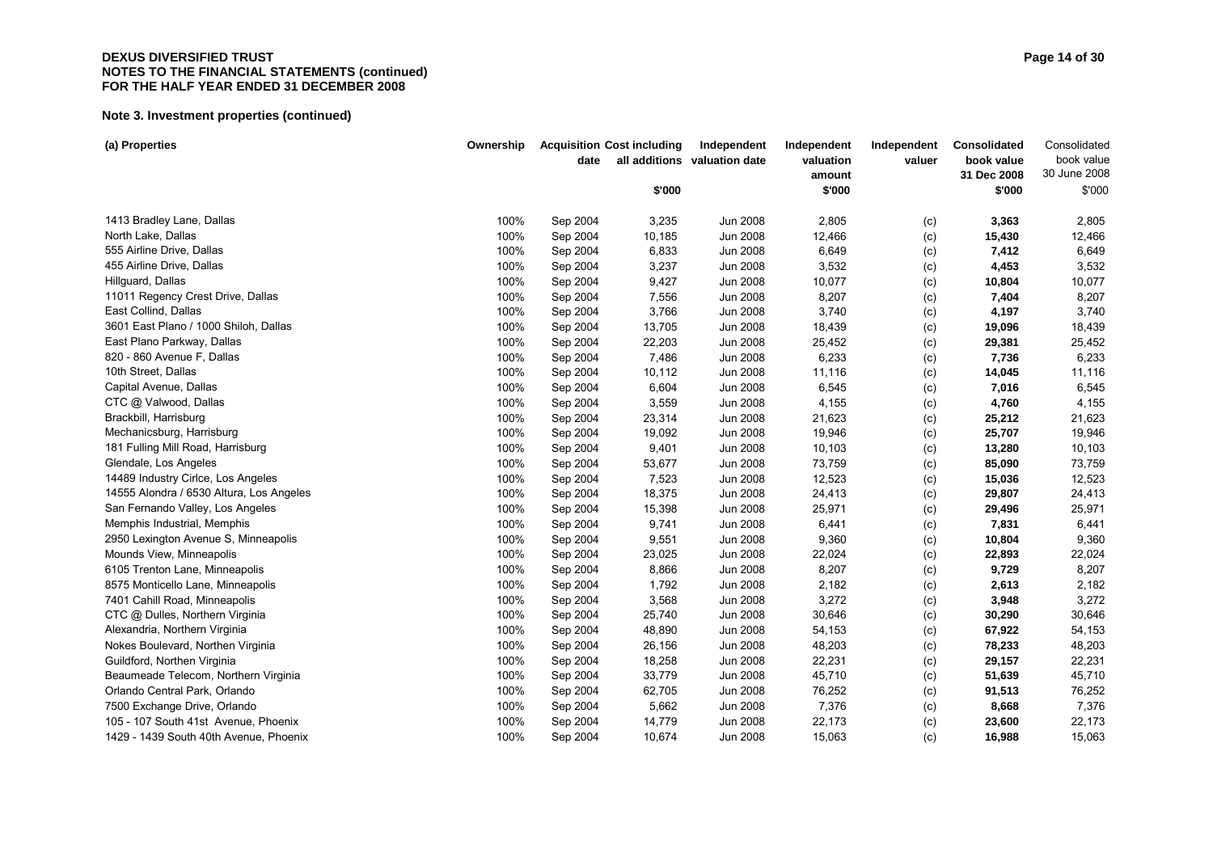## Note 3. Investment properties (continued)

| (a) Properties | Ownership | Acquisition date | Cost including all additions | Independent valuation date | Independent valuation amount | Independent valuer | Consolidated book value 31 Dec 2008 | Consolidated book value 30 June 2008 |
|---|---|---|---|---|---|---|---|---|
| | | | $'000 | | $'000 | | $'000 | $'000 |
| 1413 Bradley Lane, Dallas | 100% | Sep 2004 | 3,235 | Jun 2008 | 2,805 | (c) | **3,363** | 2,805 |
| North Lake, Dallas | 100% | Sep 2004 | 10,185 | Jun 2008 | 12,466 | (c) | **15,430** | 12,466 |
| 555 Airline Drive, Dallas | 100% | Sep 2004 | 6,833 | Jun 2008 | 6,649 | (c) | **7,412** | 6,649 |
| 455 Airline Drive, Dallas | 100% | Sep 2004 | 3,237 | Jun 2008 | 3,532 | (c) | **4,453** | 3,532 |
| Hillguard, Dallas | 100% | Sep 2004 | 9,427 | Jun 2008 | 10,077 | (c) | **10,804** | 10,077 |
| 11011 Regency Crest Drive, Dallas | 100% | Sep 2004 | 7,556 | Jun 2008 | 8,207 | (c) | **7,404** | 8,207 |
| East Collind, Dallas | 100% | Sep 2004 | 3,766 | Jun 2008 | 3,740 | (c) | **4,197** | 3,740 |
| 3601 East Plano / 1000 Shiloh, Dallas | 100% | Sep 2004 | 13,705 | Jun 2008 | 18,439 | (c) | **19,096** | 18,439 |
| East Plano Parkway, Dallas | 100% | Sep 2004 | 22,203 | Jun 2008 | 25,452 | (c) | **29,381** | 25,452 |
| 820 - 860 Avenue F, Dallas | 100% | Sep 2004 | 7,486 | Jun 2008 | 6,233 | (c) | **7,736** | 6,233 |
| 10th Street, Dallas | 100% | Sep 2004 | 10,112 | Jun 2008 | 11,116 | (c) | **14,045** | 11,116 |
| Capital Avenue, Dallas | 100% | Sep 2004 | 6,604 | Jun 2008 | 6,545 | (c) | **7,016** | 6,545 |
| CTC @ Valwood, Dallas | 100% | Sep 2004 | 3,559 | Jun 2008 | 4,155 | (c) | **4,760** | 4,155 |
| Brackbill, Harrisburg | 100% | Sep 2004 | 23,314 | Jun 2008 | 21,623 | (c) | **25,212** | 21,623 |
| Mechanicsburg, Harrisburg | 100% | Sep 2004 | 19,092 | Jun 2008 | 19,946 | (c) | **25,707** | 19,946 |
| 181 Fulling Mill Road, Harrisburg | 100% | Sep 2004 | 9,401 | Jun 2008 | 10,103 | (c) | **13,280** | 10,103 |
| Glendale, Los Angeles | 100% | Sep 2004 | 53,677 | Jun 2008 | 73,759 | (c) | **85,090** | 73,759 |
| 14489 Industry Cirlce, Los Angeles | 100% | Sep 2004 | 7,523 | Jun 2008 | 12,523 | (c) | **15,036** | 12,523 |
| 14555 Alondra / 6530 Altura, Los Angeles | 100% | Sep 2004 | 18,375 | Jun 2008 | 24,413 | (c) | **29,807** | 24,413 |
| San Fernando Valley, Los Angeles | 100% | Sep 2004 | 15,398 | Jun 2008 | 25,971 | (c) | **29,496** | 25,971 |
| Memphis Industrial, Memphis | 100% | Sep 2004 | 9,741 | Jun 2008 | 6,441 | (c) | **7,831** | 6,441 |
| 2950 Lexington Avenue S, Minneapolis | 100% | Sep 2004 | 9,551 | Jun 2008 | 9,360 | (c) | **10,804** | 9,360 |
| Mounds View, Minneapolis | 100% | Sep 2004 | 23,025 | Jun 2008 | 22,024 | (c) | **22,893** | 22,024 |
| 6105 Trenton Lane, Minneapolis | 100% | Sep 2004 | 8,866 | Jun 2008 | 8,207 | (c) | **9,729** | 8,207 |
| 8575 Monticello Lane, Minneapolis | 100% | Sep 2004 | 1,792 | Jun 2008 | 2,182 | (c) | **2,613** | 2,182 |
| 7401 Cahill Road, Minneapolis | 100% | Sep 2004 | 3,568 | Jun 2008 | 3,272 | (c) | **3,948** | 3,272 |
| CTC @ Dulles, Northern Virginia | 100% | Sep 2004 | 25,740 | Jun 2008 | 30,646 | (c) | **30,290** | 30,646 |
| Alexandria, Northern Virginia | 100% | Sep 2004 | 48,890 | Jun 2008 | 54,153 | (c) | **67,922** | 54,153 |
| Nokes Boulevard, Northen Virginia | 100% | Sep 2004 | 26,156 | Jun 2008 | 48,203 | (c) | **78,233** | 48,203 |
| Guildford, Northen Virginia | 100% | Sep 2004 | 18,258 | Jun 2008 | 22,231 | (c) | **29,157** | 22,231 |
| Beaumeade Telecom, Northern Virginia | 100% | Sep 2004 | 33,779 | Jun 2008 | 45,710 | (c) | **51,639** | 45,710 |
| Orlando Central Park, Orlando | 100% | Sep 2004 | 62,705 | Jun 2008 | 76,252 | (c) | **91,513** | 76,252 |
| 7500 Exchange Drive, Orlando | 100% | Sep 2004 | 5,662 | Jun 2008 | 7,376 | (c) | **8,668** | 7,376 |
| 105 - 107 South 41st Avenue, Phoenix | 100% | Sep 2004 | 14,779 | Jun 2008 | 22,173 | (c) | **23,600** | 22,173 |
| 1429 - 1439 South 40th Avenue, Phoenix | 100% | Sep 2004 | 10,674 | Jun 2008 | 15,063 | (c) | **16,988** | 15,063 |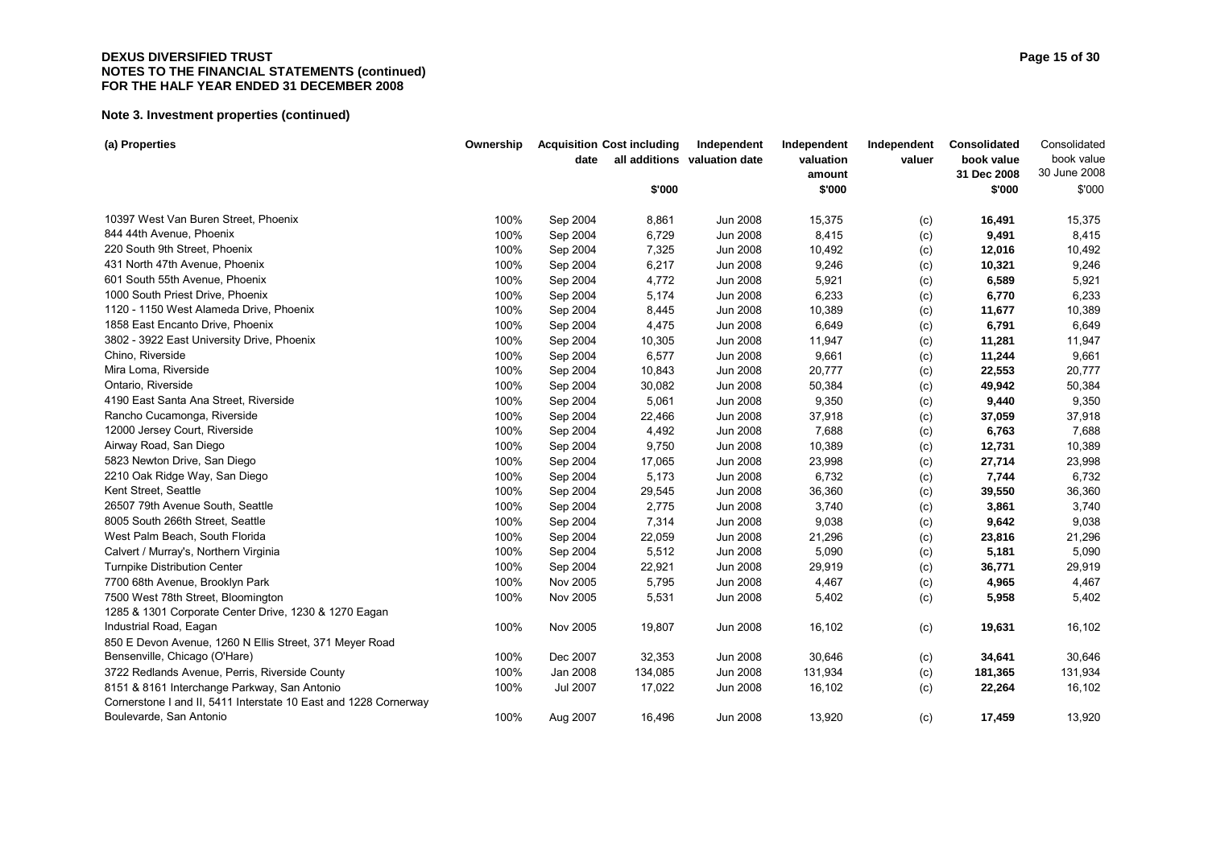## Note 3. Investment properties (continued)

| (a) Properties | Ownership | Acquisition date | Cost including all additions $'000 | Independent valuation date | Independent valuation amount $'000 | Independent valuer | Consolidated book value 31 Dec 2008 $'000 | Consolidated book value 30 June 2008 $'000 |
|---|---|---|---|---|---|---|---|---|
| 10397 West Van Buren Street, Phoenix | 100% | Sep 2004 | 8,861 | Jun 2008 | 15,375 | (c) | **16,491** | 15,375 |
| 844 44th Avenue, Phoenix | 100% | Sep 2004 | 6,729 | Jun 2008 | 8,415 | (c) | **9,491** | 8,415 |
| 220 South 9th Street, Phoenix | 100% | Sep 2004 | 7,325 | Jun 2008 | 10,492 | (c) | **12,016** | 10,492 |
| 431 North 47th Avenue, Phoenix | 100% | Sep 2004 | 6,217 | Jun 2008 | 9,246 | (c) | **10,321** | 9,246 |
| 601 South 55th Avenue, Phoenix | 100% | Sep 2004 | 4,772 | Jun 2008 | 5,921 | (c) | **6,589** | 5,921 |
| 1000 South Priest Drive, Phoenix | 100% | Sep 2004 | 5,174 | Jun 2008 | 6,233 | (c) | **6,770** | 6,233 |
| 1120 - 1150 West Alameda Drive, Phoenix | 100% | Sep 2004 | 8,445 | Jun 2008 | 10,389 | (c) | **11,677** | 10,389 |
| 1858 East Encanto Drive, Phoenix | 100% | Sep 2004 | 4,475 | Jun 2008 | 6,649 | (c) | **6,791** | 6,649 |
| 3802 - 3922 East University Drive, Phoenix | 100% | Sep 2004 | 10,305 | Jun 2008 | 11,947 | (c) | **11,281** | 11,947 |
| Chino, Riverside | 100% | Sep 2004 | 6,577 | Jun 2008 | 9,661 | (c) | **11,244** | 9,661 |
| Mira Loma, Riverside | 100% | Sep 2004 | 10,843 | Jun 2008 | 20,777 | (c) | **22,553** | 20,777 |
| Ontario, Riverside | 100% | Sep 2004 | 30,082 | Jun 2008 | 50,384 | (c) | **49,942** | 50,384 |
| 4190 East Santa Ana Street, Riverside | 100% | Sep 2004 | 5,061 | Jun 2008 | 9,350 | (c) | **9,440** | 9,350 |
| Rancho Cucamonga, Riverside | 100% | Sep 2004 | 22,466 | Jun 2008 | 37,918 | (c) | **37,059** | 37,918 |
| 12000 Jersey Court, Riverside | 100% | Sep 2004 | 4,492 | Jun 2008 | 7,688 | (c) | **6,763** | 7,688 |
| Airway Road, San Diego | 100% | Sep 2004 | 9,750 | Jun 2008 | 10,389 | (c) | **12,731** | 10,389 |
| 5823 Newton Drive, San Diego | 100% | Sep 2004 | 17,065 | Jun 2008 | 23,998 | (c) | **27,714** | 23,998 |
| 2210 Oak Ridge Way, San Diego | 100% | Sep 2004 | 5,173 | Jun 2008 | 6,732 | (c) | **7,744** | 6,732 |
| Kent Street, Seattle | 100% | Sep 2004 | 29,545 | Jun 2008 | 36,360 | (c) | **39,550** | 36,360 |
| 26507 79th Avenue South, Seattle | 100% | Sep 2004 | 2,775 | Jun 2008 | 3,740 | (c) | **3,861** | 3,740 |
| 8005 South 266th Street, Seattle | 100% | Sep 2004 | 7,314 | Jun 2008 | 9,038 | (c) | **9,642** | 9,038 |
| West Palm Beach, South Florida | 100% | Sep 2004 | 22,059 | Jun 2008 | 21,296 | (c) | **23,816** | 21,296 |
| Calvert / Murray's, Northern Virginia | 100% | Sep 2004 | 5,512 | Jun 2008 | 5,090 | (c) | **5,181** | 5,090 |
| Turnpike Distribution Center | 100% | Sep 2004 | 22,921 | Jun 2008 | 29,919 | (c) | **36,771** | 29,919 |
| 7700 68th Avenue, Brooklyn Park | 100% | Nov 2005 | 5,795 | Jun 2008 | 4,467 | (c) | **4,965** | 4,467 |
| 7500 West 78th Street, Bloomington | 100% | Nov 2005 | 5,531 | Jun 2008 | 5,402 | (c) | **5,958** | 5,402 |
| 1285 & 1301 Corporate Center Drive, 1230 & 1270 Eagan Industrial Road, Eagan | 100% | Nov 2005 | 19,807 | Jun 2008 | 16,102 | (c) | **19,631** | 16,102 |
| 850 E Devon Avenue, 1260 N Ellis Street, 371 Meyer Road Bensenville, Chicago (O'Hare) | 100% | Dec 2007 | 32,353 | Jun 2008 | 30,646 | (c) | **34,641** | 30,646 |
| 3722 Redlands Avenue, Perris, Riverside County | 100% | Jan 2008 | 134,085 | Jun 2008 | 131,934 | (c) | **181,365** | 131,934 |
| 8151 & 8161 Interchange Parkway, San Antonio | 100% | Jul 2007 | 17,022 | Jun 2008 | 16,102 | (c) | **22,264** | 16,102 |
| Cornerstone I and II, 5411 Interstate 10 East and 1228 Cornerway Boulevarde, San Antonio | 100% | Aug 2007 | 16,496 | Jun 2008 | 13,920 | (c) | **17,459** | 13,920 |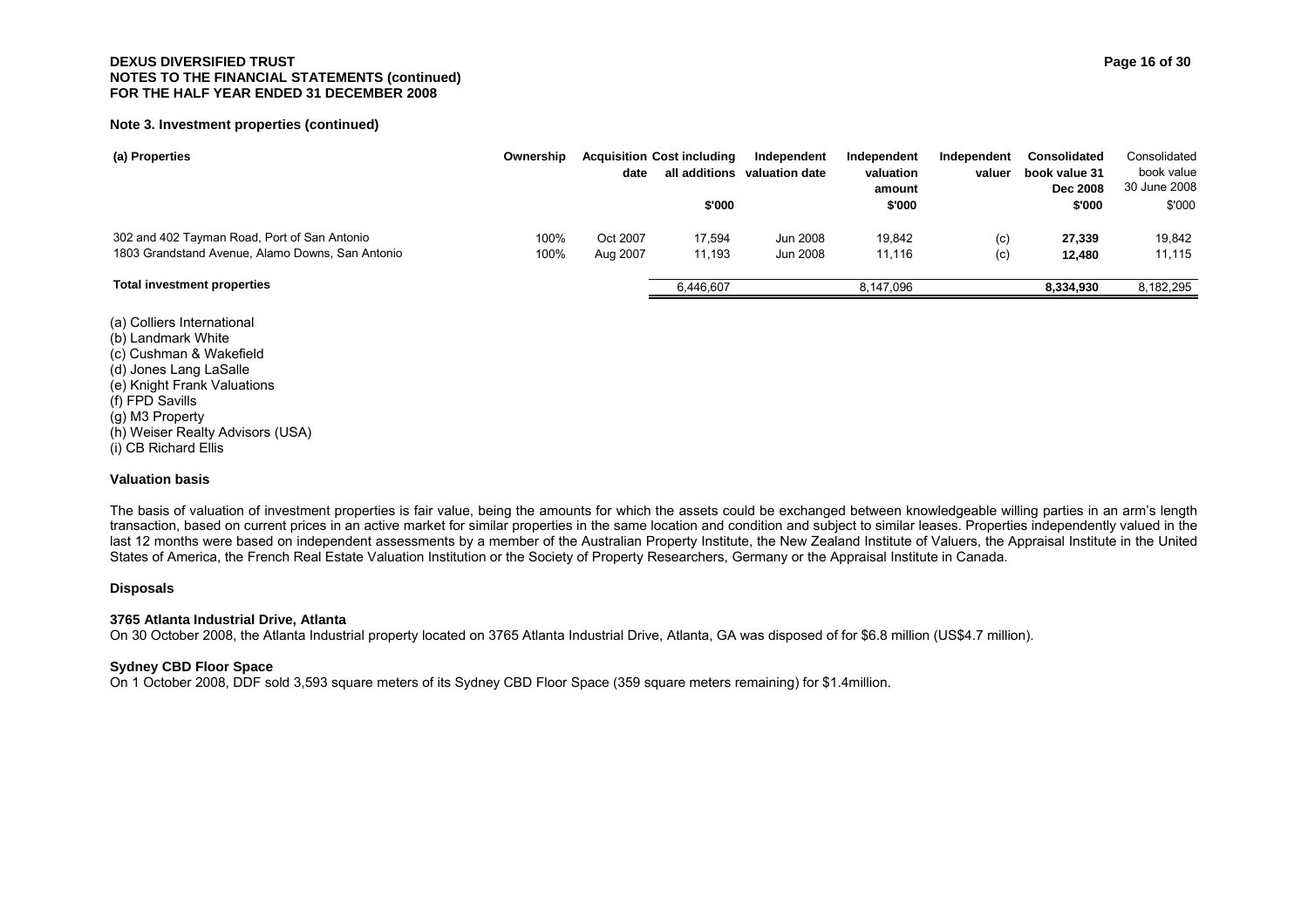**Note 3. Investment properties (continued)**

| (a) Properties | Ownership | Acquisition date | Cost including all additions $'000 | Independent valuation date | Independent valuation amount $'000 | Independent valuer | Consolidated book value 31 Dec 2008 $'000 | Consolidated book value 30 June 2008 $'000 |
|---|---|---|---|---|---|---|---|---|
| 302 and 402 Tayman Road, Port of San Antonio | 100% | Oct 2007 | 17,594 | Jun 2008 | 19,842 | (c) | **27,339** | 19,842 |
| 1803 Grandstand Avenue, Alamo Downs, San Antonio | 100% | Aug 2007 | 11,193 | Jun 2008 | 11,116 | (c) | **12,480** | 11,115 |
| **Total investment properties** | | | 6,446,607 | | 8,147,096 | | **8,334,930** | 8,182,295 |

(a) Colliers International
(b) Landmark White
(c) Cushman & Wakefield
(d) Jones Lang LaSalle
(e) Knight Frank Valuations
(f) FPD Savills
(g) M3 Property
(h) Weiser Realty Advisors (USA)
(i) CB Richard Ellis

**Valuation basis**

The basis of valuation of investment properties is fair value, being the amounts for which the assets could be exchanged between knowledgeable willing parties in an arm's length transaction, based on current prices in an active market for similar properties in the same location and condition and subject to similar leases. Properties independently valued in the last 12 months were based on independent assessments by a member of the Australian Property Institute, the New Zealand Institute of Valuers, the Appraisal Institute in the United States of America, the French Real Estate Valuation Institution or the Society of Property Researchers, Germany or the Appraisal Institute in Canada.

**Disposals**

**3765 Atlanta Industrial Drive, Atlanta**
On 30 October 2008, the Atlanta Industrial property located on 3765 Atlanta Industrial Drive, Atlanta, GA was disposed of for $6.8 million (US$4.7 million).

**Sydney CBD Floor Space**
On 1 October 2008, DDF sold 3,593 square meters of its Sydney CBD Floor Space (359 square meters remaining) for $1.4million.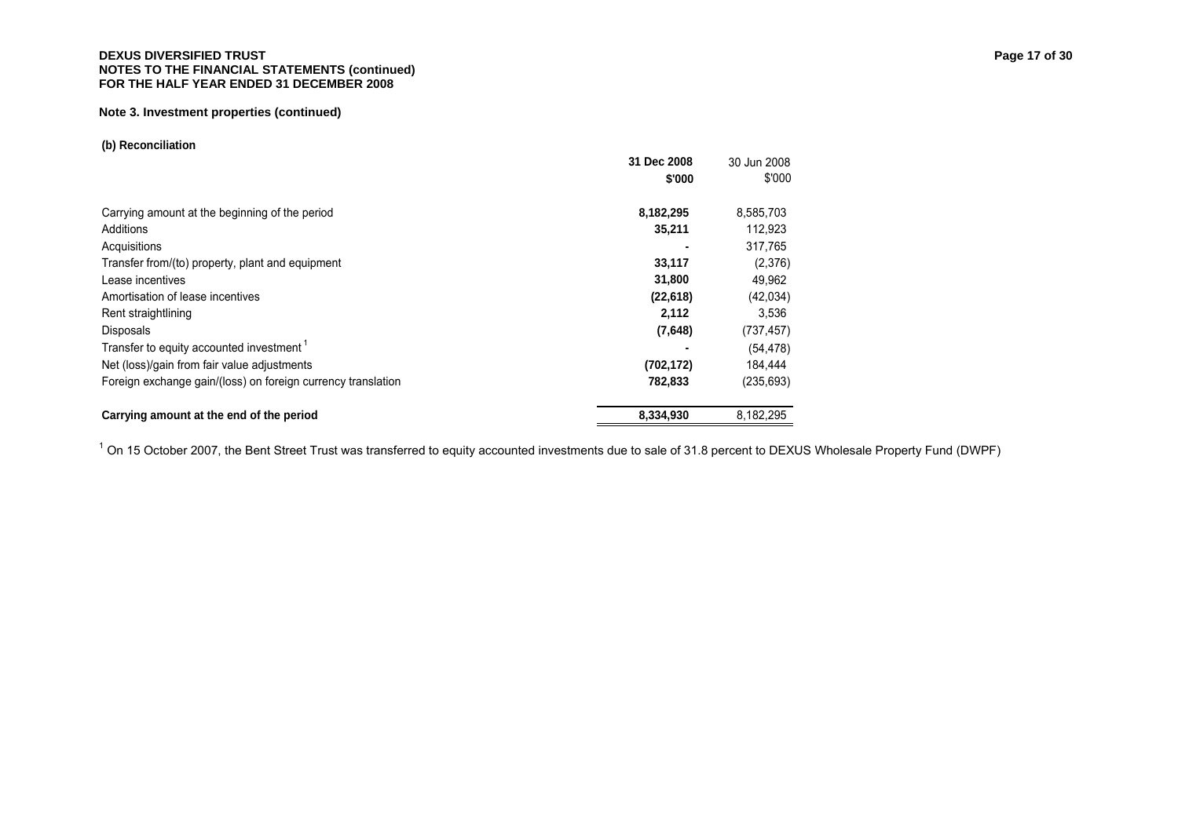**Note 3. Investment properties (continued)**

**(b) Reconciliation**

| | 31 Dec 2008 $'000 | 30 Jun 2008 $'000 |
|---|---|---|
| Carrying amount at the beginning of the period | **8,182,295** | 8,585,703 |
| Additions | **35,211** | 112,923 |
| Acquisitions | **-** | 317,765 |
| Transfer from/(to) property, plant and equipment | **33,117** | (2,376) |
| Lease incentives | **31,800** | 49,962 |
| Amortisation of lease incentives | **(22,618)** | (42,034) |
| Rent straightlining | **2,112** | 3,536 |
| Disposals | **(7,648)** | (737,457) |
| Transfer to equity accounted investment [1] | **-** | (54,478) |
| Net (loss)/gain from fair value adjustments | **(702,172)** | 184,444 |
| Foreign exchange gain/(loss) on foreign currency translation | **782,833** | (235,693) |
| **Carrying amount at the end of the period** | **8,334,930** | 8,182,295 |

[1] On 15 October 2007, the Bent Street Trust was transferred to equity accounted investments due to sale of 31.8 percent to DEXUS Wholesale Property Fund (DWPF)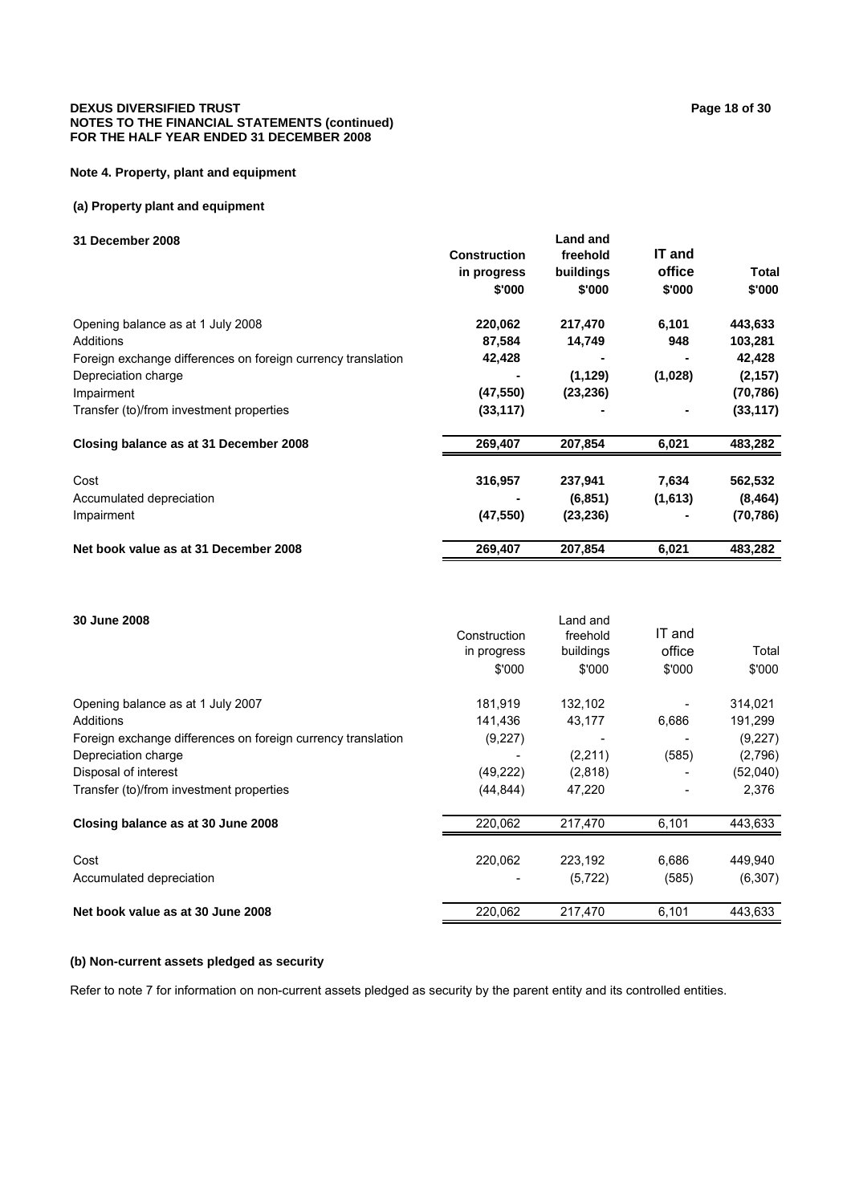**DEXUS DIVERSIFIED TRUST**
**NOTES TO THE FINANCIAL STATEMENTS (continued)**
**FOR THE HALF YEAR ENDED 31 DECEMBER 2008**

## Note 4. Property, plant and equipment

### (a) Property plant and equipment

| **31 December 2008** | **Construction in progress $'000** | **Land and freehold buildings $'000** | **IT and office $'000** | **Total $'000** |
|---|---|---|---|---|
| Opening balance as at 1 July 2008 | **220,062** | **217,470** | **6,101** | **443,633** |
| Additions | **87,584** | **14,749** | **948** | **103,281** |
| Foreign exchange differences on foreign currency translation | **42,428** | **-** | **-** | **42,428** |
| Depreciation charge | **-** | **(1,129)** | **(1,028)** | **(2,157)** |
| Impairment | **(47,550)** | **(23,236)** | | **(70,786)** |
| Transfer (to)/from investment properties | **(33,117)** | **-** | **-** | **(33,117)** |
| **Closing balance as at 31 December 2008** | **269,407** | **207,854** | **6,021** | **483,282** |
| Cost | **316,957** | **237,941** | **7,634** | **562,532** |
| Accumulated depreciation | **-** | **(6,851)** | **(1,613)** | **(8,464)** |
| Impairment | **(47,550)** | **(23,236)** | **-** | **(70,786)** |
| **Net book value as at 31 December 2008** | **269,407** | **207,854** | **6,021** | **483,282** |

| **30 June 2008** | Construction in progress $'000 | Land and freehold buildings $'000 | IT and office $'000 | Total $'000 |
|---|---|---|---|---|
| Opening balance as at 1 July 2007 | 181,919 | 132,102 | - | 314,021 |
| Additions | 141,436 | 43,177 | 6,686 | 191,299 |
| Foreign exchange differences on foreign currency translation | (9,227) | - | - | (9,227) |
| Depreciation charge | - | (2,211) | (585) | (2,796) |
| Disposal of interest | (49,222) | (2,818) | - | (52,040) |
| Transfer (to)/from investment properties | (44,844) | 47,220 | - | 2,376 |
| **Closing balance as at 30 June 2008** | 220,062 | 217,470 | 6,101 | 443,633 |
| Cost | 220,062 | 223,192 | 6,686 | 449,940 |
| Accumulated depreciation | - | (5,722) | (585) | (6,307) |
| **Net book value as at 30 June 2008** | 220,062 | 217,470 | 6,101 | 443,633 |

### (b) Non-current assets pledged as security

Refer to note 7 for information on non-current assets pledged as security by the parent entity and its controlled entities.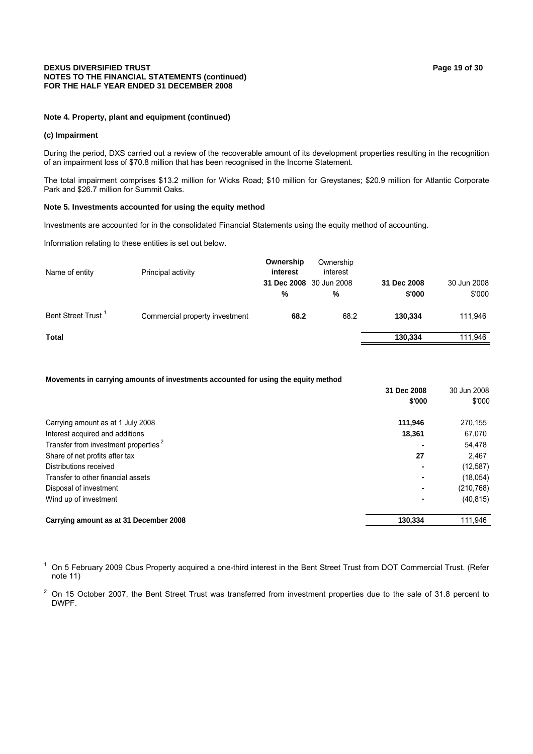#### Note 4. Property, plant and equipment (continued)

#### (c) Impairment

During the period, DXS carried out a review of the recoverable amount of its development properties resulting in the recognition of an impairment loss of $70.8 million that has been recognised in the Income Statement.

The total impairment comprises $13.2 million for Wicks Road; $10 million for Greystanes; $20.9 million for Atlantic Corporate Park and $26.7 million for Summit Oaks.

#### Note 5. Investments accounted for using the equity method

Investments are accounted for in the consolidated Financial Statements using the equity method of accounting.

Information relating to these entities is set out below.

| Name of entity | Principal activity | Ownership interest 31 Dec 2008 % | Ownership interest 30 Jun 2008 % | 31 Dec 2008 $'000 | 30 Jun 2008 $'000 |
|---|---|---|---|---|---|
| Bent Street Trust [1] | Commercial property investment | **68.2** | 68.2 | **130,334** | 111,946 |
| **Total** | | | | **130,334** | 111,946 |

**Movements in carrying amounts of investments accounted for using the equity method**

| | 31 Dec 2008 $'000 | 30 Jun 2008 $'000 |
|---|---|---|
| Carrying amount as at 1 July 2008 | **111,946** | 270,155 |
| Interest acquired and additions | **18,361** | 67,070 |
| Transfer from investment properties [2] | **-** | 54,478 |
| Share of net profits after tax | **27** | 2,467 |
| Distributions received | **-** | (12,587) |
| Transfer to other financial assets | **-** | (18,054) |
| Disposal of investment | **-** | (210,768) |
| Wind up of investment | **-** | (40,815) |
| **Carrying amount as at 31 December 2008** | **130,334** | 111,946 |

[1] On 5 February 2009 Cbus Property acquired a one-third interest in the Bent Street Trust from DOT Commercial Trust. (Refer note 11)

[2] On 15 October 2007, the Bent Street Trust was transferred from investment properties due to the sale of 31.8 percent to DWPF.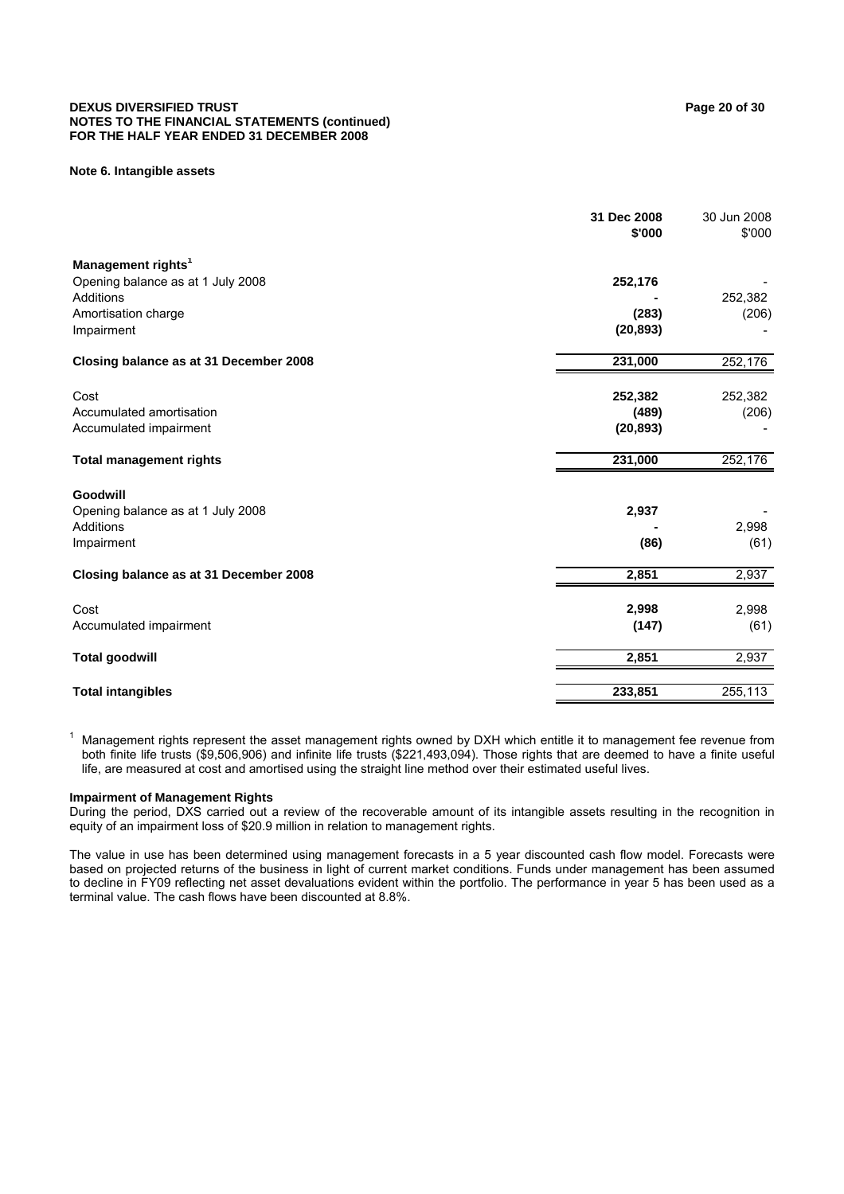### Note 6. Intangible assets

| | 31 Dec 2008 $'000 | 30 Jun 2008 $'000 |
|---|---|---|
| **Management rights**[1] | | |
| Opening balance as at 1 July 2008 | **252,176** | - |
| Additions | **-** | 252,382 |
| Amortisation charge | **(283)** | (206) |
| Impairment | **(20,893)** | - |
| **Closing balance as at 31 December 2008** | **231,000** | 252,176 |
| Cost | **252,382** | 252,382 |
| Accumulated amortisation | **(489)** | (206) |
| Accumulated impairment | **(20,893)** | - |
| **Total management rights** | **231,000** | 252,176 |
| **Goodwill** | | |
| Opening balance as at 1 July 2008 | **2,937** | - |
| Additions | **-** | 2,998 |
| Impairment | **(86)** | (61) |
| **Closing balance as at 31 December 2008** | **2,851** | 2,937 |
| Cost | **2,998** | 2,998 |
| Accumulated impairment | **(147)** | (61) |
| **Total goodwill** | **2,851** | 2,937 |
| **Total intangibles** | **233,851** | 255,113 |

[1] Management rights represent the asset management rights owned by DXH which entitle it to management fee revenue from both finite life trusts ($9,506,906) and infinite life trusts ($221,493,094). Those rights that are deemed to have a finite useful life, are measured at cost and amortised using the straight line method over their estimated useful lives.

**Impairment of Management Rights**

During the period, DXS carried out a review of the recoverable amount of its intangible assets resulting in the recognition in equity of an impairment loss of $20.9 million in relation to management rights.

The value in use has been determined using management forecasts in a 5 year discounted cash flow model. Forecasts were based on projected returns of the business in light of current market conditions. Funds under management has been assumed to decline in FY09 reflecting net asset devaluations evident within the portfolio. The performance in year 5 has been used as a terminal value. The cash flows have been discounted at 8.8%.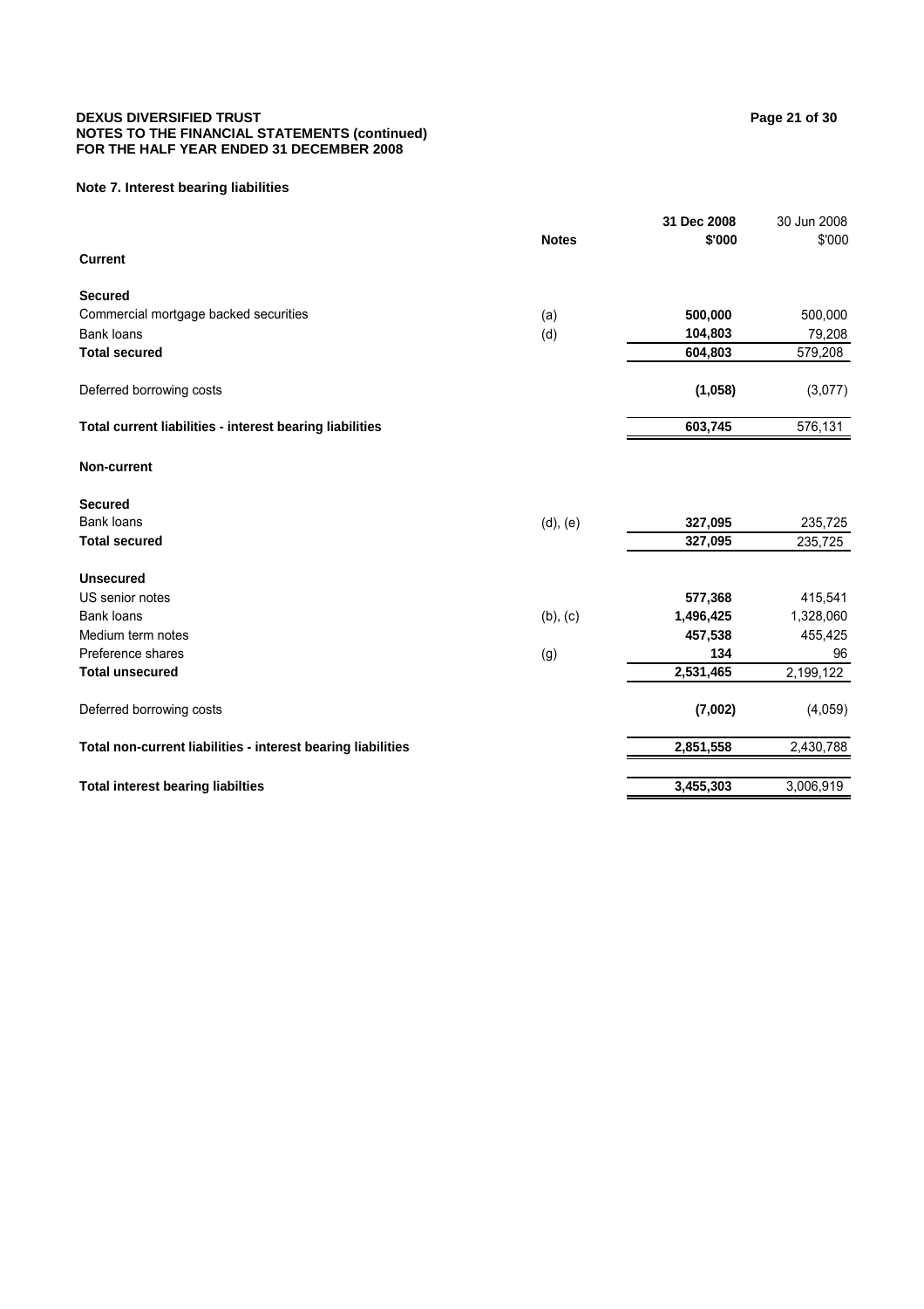## Note 7. Interest bearing liabilities

| | Notes | 31 Dec 2008 $'000 | 30 Jun 2008 $'000 |
|---|---|---|---|
| **Current** | | | |
| **Secured** | | | |
| Commercial mortgage backed securities | (a) | **500,000** | 500,000 |
| Bank loans | (d) | **104,803** | 79,208 |
| **Total secured** | | **604,803** | 579,208 |
| Deferred borrowing costs | | **(1,058)** | (3,077) |
| **Total current liabilities - interest bearing liabilities** | | **603,745** | 576,131 |
| **Non-current** | | | |
| **Secured** | | | |
| Bank loans | (d), (e) | **327,095** | 235,725 |
| **Total secured** | | **327,095** | 235,725 |
| **Unsecured** | | | |
| US senior notes | | **577,368** | 415,541 |
| Bank loans | (b), (c) | **1,496,425** | 1,328,060 |
| Medium term notes | | **457,538** | 455,425 |
| Preference shares | (g) | **134** | 96 |
| **Total unsecured** | | **2,531,465** | 2,199,122 |
| Deferred borrowing costs | | **(7,002)** | (4,059) |
| **Total non-current liabilities - interest bearing liabilities** | | **2,851,558** | 2,430,788 |
| **Total interest bearing liabilties** | | **3,455,303** | 3,006,919 |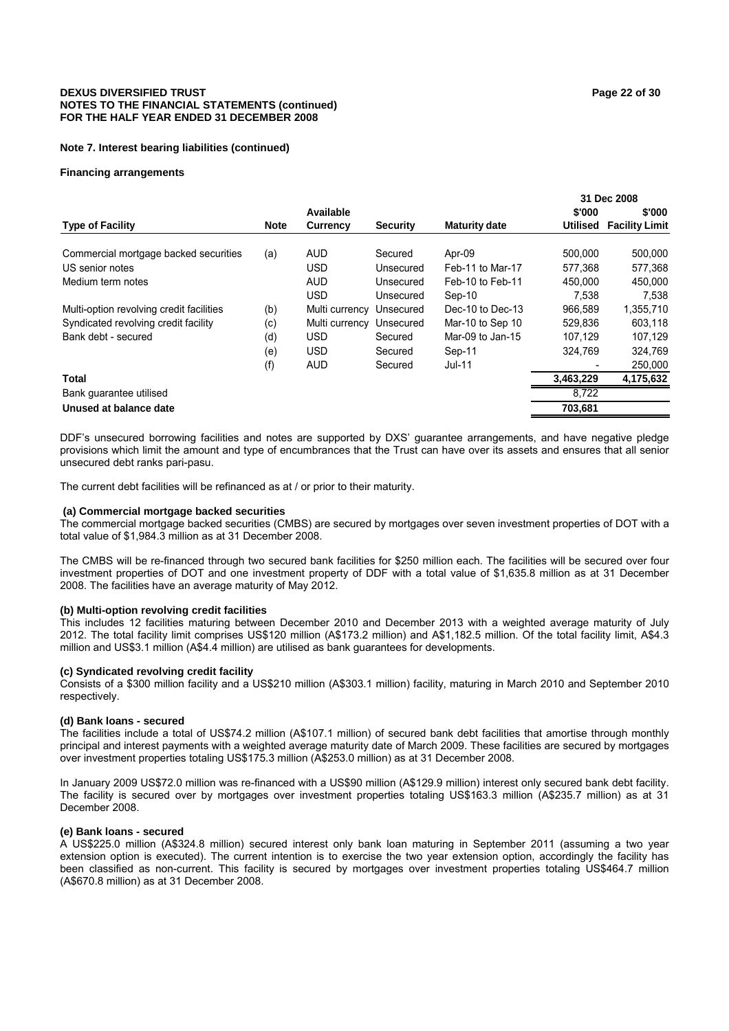**Note 7. Interest bearing liabilities (continued)**

**Financing arrangements**

| Type of Facility | Note | Available Currency | Security | Maturity date | 31 Dec 2008 $'000 Utilised | 31 Dec 2008 $'000 Facility Limit |
|---|---|---|---|---|---|---|
| Commercial mortgage backed securities | (a) | AUD | Secured | Apr-09 | 500,000 | 500,000 |
| US senior notes | | USD | Unsecured | Feb-11 to Mar-17 | 577,368 | 577,368 |
| Medium term notes | | AUD | Unsecured | Feb-10 to Feb-11 | 450,000 | 450,000 |
| | | USD | Unsecured | Sep-10 | 7,538 | 7,538 |
| Multi-option revolving credit facilities | (b) | Multi currency | Unsecured | Dec-10 to Dec-13 | 966,589 | 1,355,710 |
| Syndicated revolving credit facility | (c) | Multi currency | Unsecured | Mar-10 to Sep 10 | 529,836 | 603,118 |
| Bank debt - secured | (d) | USD | Secured | Mar-09 to Jan-15 | 107,129 | 107,129 |
| | (e) | USD | Secured | Sep-11 | 324,769 | 324,769 |
| | (f) | AUD | Secured | Jul-11 | - | 250,000 |
| **Total** | | | | | **3,463,229** | **4,175,632** |
| Bank guarantee utilised | | | | | 8,722 | |
| **Unused at balance date** | | | | | **703,681** | |

DDF's unsecured borrowing facilities and notes are supported by DXS' guarantee arrangements, and have negative pledge provisions which limit the amount and type of encumbrances that the Trust can have over its assets and ensures that all senior unsecured debt ranks pari-pasu.

The current debt facilities will be refinanced as at / or prior to their maturity.

**(a) Commercial mortgage backed securities**

The commercial mortgage backed securities (CMBS) are secured by mortgages over seven investment properties of DOT with a total value of $1,984.3 million as at 31 December 2008.

The CMBS will be re-financed through two secured bank facilities for $250 million each. The facilities will be secured over four investment properties of DOT and one investment property of DDF with a total value of $1,635.8 million as at 31 December 2008. The facilities have an average maturity of May 2012.

**(b) Multi-option revolving credit facilities**

This includes 12 facilities maturing between December 2010 and December 2013 with a weighted average maturity of July 2012. The total facility limit comprises US$120 million (A$173.2 million) and A$1,182.5 million. Of the total facility limit, A$4.3 million and US$3.1 million (A$4.4 million) are utilised as bank guarantees for developments.

**(c) Syndicated revolving credit facility**

Consists of a $300 million facility and a US$210 million (A$303.1 million) facility, maturing in March 2010 and September 2010 respectively.

**(d) Bank loans - secured**

The facilities include a total of US$74.2 million (A$107.1 million) of secured bank debt facilities that amortise through monthly principal and interest payments with a weighted average maturity date of March 2009. These facilities are secured by mortgages over investment properties totaling US$175.3 million (A$253.0 million) as at 31 December 2008.

In January 2009 US$72.0 million was re-financed with a US$90 million (A$129.9 million) interest only secured bank debt facility. The facility is secured over by mortgages over investment properties totaling US$163.3 million (A$235.7 million) as at 31 December 2008.

**(e) Bank loans - secured**

A US$225.0 million (A$324.8 million) secured interest only bank loan maturing in September 2011 (assuming a two year extension option is executed). The current intention is to exercise the two year extension option, accordingly the facility has been classified as non-current. This facility is secured by mortgages over investment properties totaling US$464.7 million (A$670.8 million) as at 31 December 2008.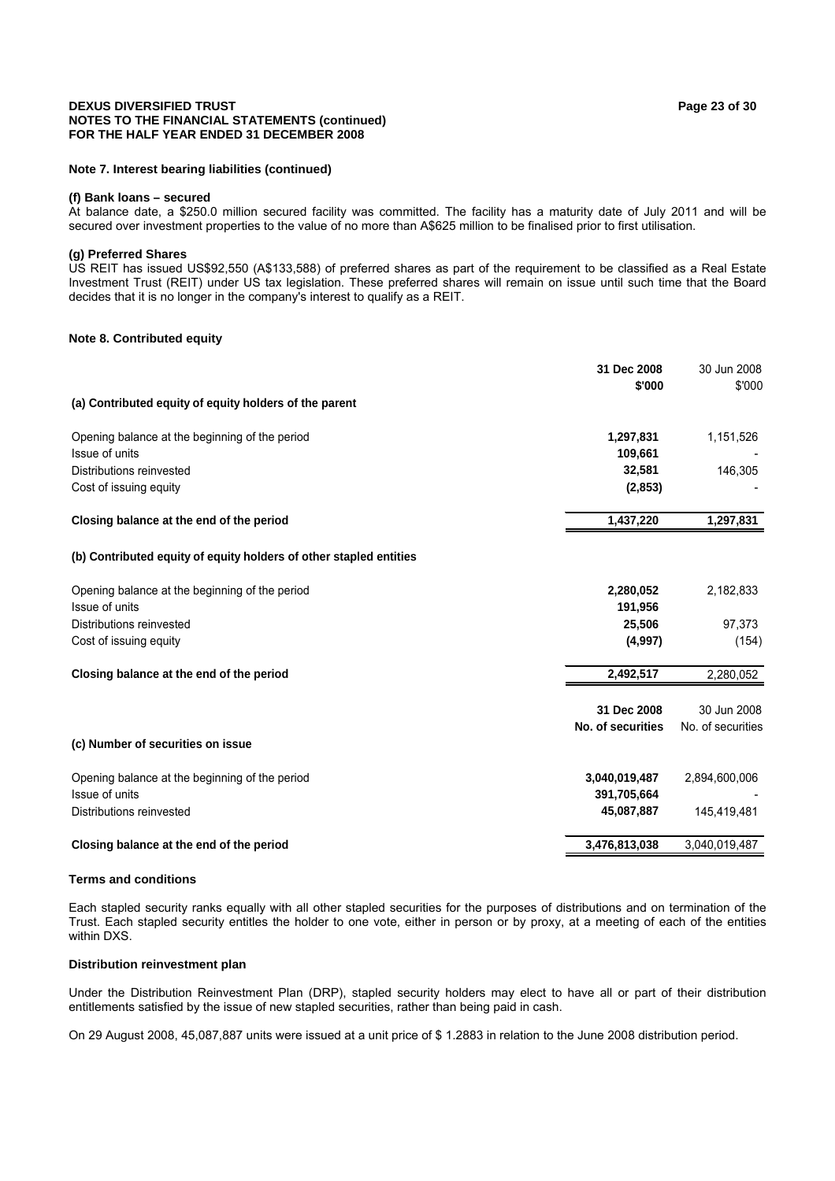**DEXUS DIVERSIFIED TRUST**
**NOTES TO THE FINANCIAL STATEMENTS (continued)**
**FOR THE HALF YEAR ENDED 31 DECEMBER 2008**

### Note 7. Interest bearing liabilities (continued)

#### (f) Bank loans – secured

At balance date, a \$250.0 million secured facility was committed. The facility has a maturity date of July 2011 and will be secured over investment properties to the value of no more than A\$625 million to be finalised prior to first utilisation.

#### (g) Preferred Shares

US REIT has issued US\$92,550 (A\$133,588) of preferred shares as part of the requirement to be classified as a Real Estate Investment Trust (REIT) under US tax legislation. These preferred shares will remain on issue until such time that the Board decides that it is no longer in the company's interest to qualify as a REIT.

### Note 8. Contributed equity

| | 31 Dec 2008 \$'000 | 30 Jun 2008 \$'000 |
|---|---|---|
| **(a) Contributed equity of equity holders of the parent** | | |
| Opening balance at the beginning of the period | **1,297,831** | 1,151,526 |
| Issue of units | **109,661** | - |
| Distributions reinvested | **32,581** | 146,305 |
| Cost of issuing equity | **(2,853)** | - |
| **Closing balance at the end of the period** | **1,437,220** | **1,297,831** |
| **(b) Contributed equity of equity holders of other stapled entities** | | |
| Opening balance at the beginning of the period | **2,280,052** | 2,182,833 |
| Issue of units | **191,956** | |
| Distributions reinvested | **25,506** | 97,373 |
| Cost of issuing equity | **(4,997)** | (154) |
| **Closing balance at the end of the period** | **2,492,517** | 2,280,052 |

| | 31 Dec 2008 No. of securities | 30 Jun 2008 No. of securities |
|---|---|---|
| **(c) Number of securities on issue** | | |
| Opening balance at the beginning of the period | **3,040,019,487** | 2,894,600,006 |
| Issue of units | **391,705,664** | - |
| Distributions reinvested | **45,087,887** | 145,419,481 |
| **Closing balance at the end of the period** | **3,476,813,038** | 3,040,019,487 |

#### Terms and conditions

Each stapled security ranks equally with all other stapled securities for the purposes of distributions and on termination of the Trust. Each stapled security entitles the holder to one vote, either in person or by proxy, at a meeting of each of the entities within DXS.

#### Distribution reinvestment plan

Under the Distribution Reinvestment Plan (DRP), stapled security holders may elect to have all or part of their distribution entitlements satisfied by the issue of new stapled securities, rather than being paid in cash.

On 29 August 2008, 45,087,887 units were issued at a unit price of \$ 1.2883 in relation to the June 2008 distribution period.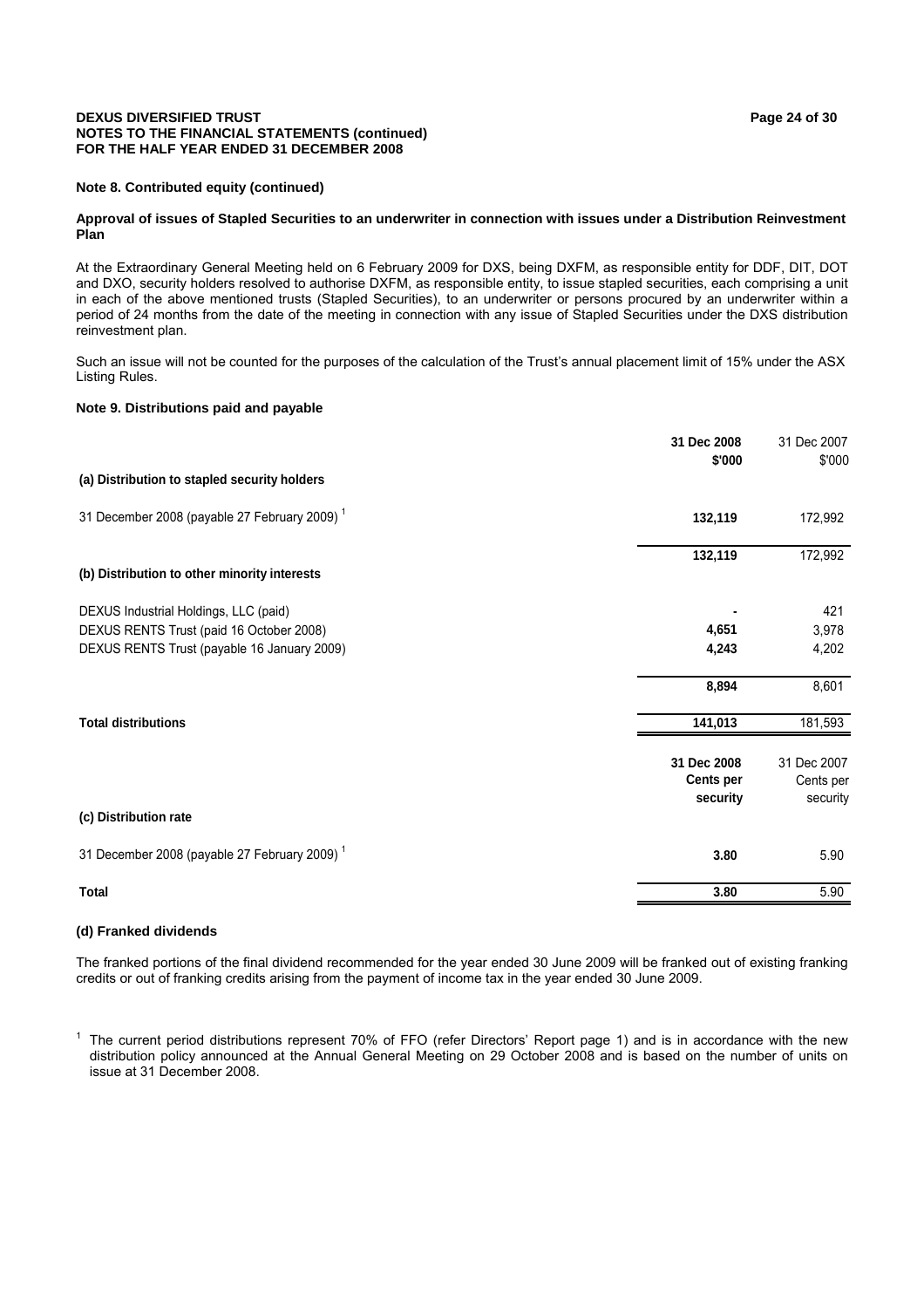### Note 8. Contributed equity (continued)

**Approval of issues of Stapled Securities to an underwriter in connection with issues under a Distribution Reinvestment Plan**

At the Extraordinary General Meeting held on 6 February 2009 for DXS, being DXFM, as responsible entity for DDF, DIT, DOT and DXO, security holders resolved to authorise DXFM, as responsible entity, to issue stapled securities, each comprising a unit in each of the above mentioned trusts (Stapled Securities), to an underwriter or persons procured by an underwriter within a period of 24 months from the date of the meeting in connection with any issue of Stapled Securities under the DXS distribution reinvestment plan.

Such an issue will not be counted for the purposes of the calculation of the Trust's annual placement limit of 15% under the ASX Listing Rules.

### Note 9. Distributions paid and payable

| | 31 Dec 2008 $'000 | 31 Dec 2007 $'000 |
|---|---|---|
| **(a) Distribution to stapled security holders** | | |
| 31 December 2008 (payable 27 February 2009) [1] | **132,119** | 172,992 |
| | **132,119** | 172,992 |
| **(b) Distribution to other minority interests** | | |
| DEXUS Industrial Holdings, LLC (paid) | **-** | 421 |
| DEXUS RENTS Trust (paid 16 October 2008) | **4,651** | 3,978 |
| DEXUS RENTS Trust (payable 16 January 2009) | **4,243** | 4,202 |
| | **8,894** | 8,601 |
| **Total distributions** | **141,013** | 181,593 |

| | 31 Dec 2008 Cents per security | 31 Dec 2007 Cents per security |
|---|---|---|
| **(c) Distribution rate** | | |
| 31 December 2008 (payable 27 February 2009) [1] | **3.80** | 5.90 |
| **Total** | **3.80** | 5.90 |

**(d) Franked dividends**

The franked portions of the final dividend recommended for the year ended 30 June 2009 will be franked out of existing franking credits or out of franking credits arising from the payment of income tax in the year ended 30 June 2009.

[1] The current period distributions represent 70% of FFO (refer Directors' Report page 1) and is in accordance with the new distribution policy announced at the Annual General Meeting on 29 October 2008 and is based on the number of units on issue at 31 December 2008.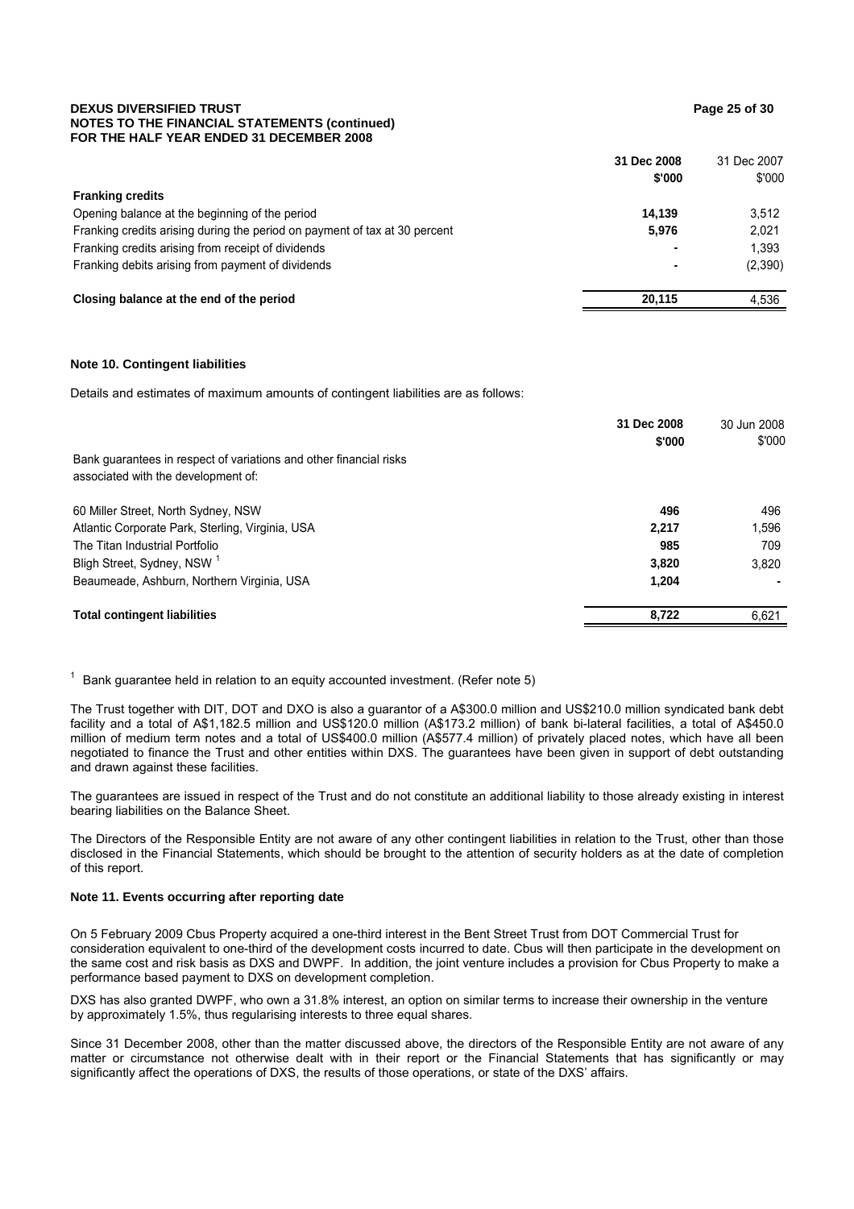| | 31 Dec 2008 $'000 | 31 Dec 2007 $'000 |
|---|---|---|
| **Franking credits** | | |
| Opening balance at the beginning of the period | **14,139** | 3,512 |
| Franking credits arising during the period on payment of tax at 30 percent | **5,976** | 2,021 |
| Franking credits arising from receipt of dividends | **-** | 1,393 |
| Franking debits arising from payment of dividends | **-** | (2,390) |
| **Closing balance at the end of the period** | **20,115** | 4,536 |

### Note 10. Contingent liabilities

Details and estimates of maximum amounts of contingent liabilities are as follows:

| | 31 Dec 2008 $'000 | 30 Jun 2008 $'000 |
|---|---|---|
| Bank guarantees in respect of variations and other financial risks associated with the development of: | | |
| 60 Miller Street, North Sydney, NSW | **496** | 496 |
| Atlantic Corporate Park, Sterling, Virginia, USA | **2,217** | 1,596 |
| The Titan Industrial Portfolio | **985** | 709 |
| Bligh Street, Sydney, NSW [1] | **3,820** | 3,820 |
| Beaumeade, Ashburn, Northern Virginia, USA | **1,204** | - |
| **Total contingent liabilities** | **8,722** | 6,621 |

[1] Bank guarantee held in relation to an equity accounted investment. (Refer note 5)

The Trust together with DIT, DOT and DXO is also a guarantor of a A$300.0 million and US$210.0 million syndicated bank debt facility and a total of A$1,182.5 million and US$120.0 million (A$173.2 million) of bank bi-lateral facilities, a total of A$450.0 million of medium term notes and a total of US$400.0 million (A$577.4 million) of privately placed notes, which have all been negotiated to finance the Trust and other entities within DXS. The guarantees have been given in support of debt outstanding and drawn against these facilities.

The guarantees are issued in respect of the Trust and do not constitute an additional liability to those already existing in interest bearing liabilities on the Balance Sheet.

The Directors of the Responsible Entity are not aware of any other contingent liabilities in relation to the Trust, other than those disclosed in the Financial Statements, which should be brought to the attention of security holders as at the date of completion of this report.

### Note 11. Events occurring after reporting date

On 5 February 2009 Cbus Property acquired a one-third interest in the Bent Street Trust from DOT Commercial Trust for consideration equivalent to one-third of the development costs incurred to date. Cbus will then participate in the development on the same cost and risk basis as DXS and DWPF. In addition, the joint venture includes a provision for Cbus Property to make a performance based payment to DXS on development completion.

DXS has also granted DWPF, who own a 31.8% interest, an option on similar terms to increase their ownership in the venture by approximately 1.5%, thus regularising interests to three equal shares.

Since 31 December 2008, other than the matter discussed above, the directors of the Responsible Entity are not aware of any matter or circumstance not otherwise dealt with in their report or the Financial Statements that has significantly or may significantly affect the operations of DXS, the results of those operations, or state of the DXS' affairs.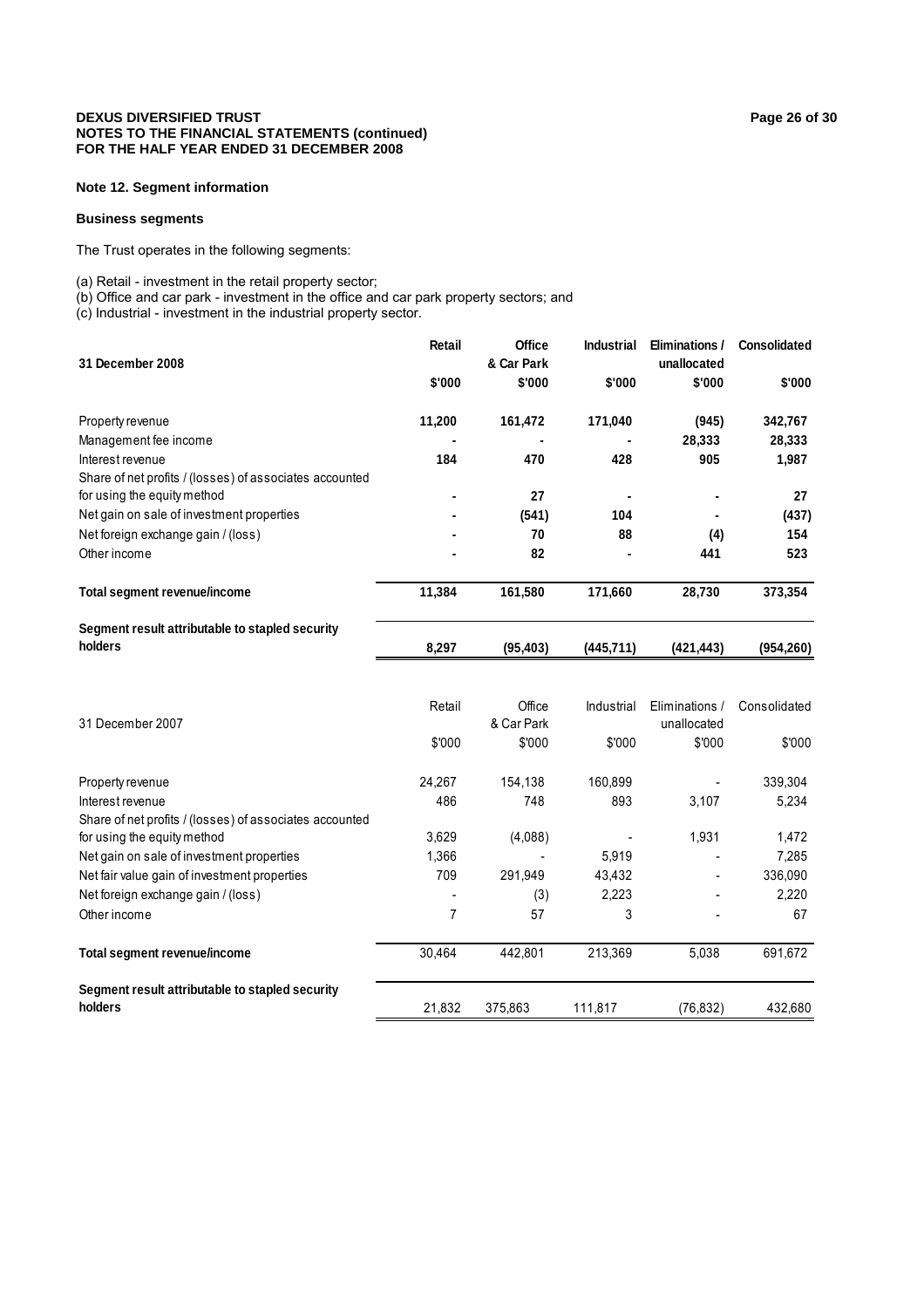## Note 12. Segment information

### Business segments

The Trust operates in the following segments:

(a) Retail - investment in the retail property sector;
(b) Office and car park - investment in the office and car park property sectors; and
(c) Industrial - investment in the industrial property sector.

| **31 December 2008** | **Retail** | **Office & Car Park** | **Industrial** | **Eliminations / unallocated** | **Consolidated** |
|---|---|---|---|---|---|
| | **$'000** | **$'000** | **$'000** | **$'000** | **$'000** |
| Property revenue | **11,200** | **161,472** | **171,040** | **(945)** | **342,767** |
| Management fee income | **-** | **-** | **-** | **28,333** | **28,333** |
| Interest revenue | **184** | **470** | **428** | **905** | **1,987** |
| Share of net profits / (losses) of associates accounted for using the equity method | **-** | **27** | **-** | **-** | **27** |
| Net gain on sale of investment properties | **-** | **(541)** | **104** | **-** | **(437)** |
| Net foreign exchange gain / (loss) | **-** | **70** | **88** | **(4)** | **154** |
| Other income | **-** | **82** | **-** | **441** | **523** |
| **Total segment revenue/income** | **11,384** | **161,580** | **171,660** | **28,730** | **373,354** |
| **Segment result attributable to stapled security holders** | **8,297** | **(95,403)** | **(445,711)** | **(421,443)** | **(954,260)** |

| 31 December 2007 | Retail | Office & Car Park | Industrial | Eliminations / unallocated | Consolidated |
|---|---|---|---|---|---|
| | $'000 | $'000 | $'000 | $'000 | $'000 |
| Property revenue | 24,267 | 154,138 | 160,899 | - | 339,304 |
| Interest revenue | 486 | 748 | 893 | 3,107 | 5,234 |
| Share of net profits / (losses) of associates accounted for using the equity method | 3,629 | (4,088) | - | 1,931 | 1,472 |
| Net gain on sale of investment properties | 1,366 | - | 5,919 | - | 7,285 |
| Net fair value gain of investment properties | 709 | 291,949 | 43,432 | - | 336,090 |
| Net foreign exchange gain / (loss) | - | (3) | 2,223 | - | 2,220 |
| Other income | 7 | 57 | 3 | - | 67 |
| **Total segment revenue/income** | 30,464 | 442,801 | 213,369 | 5,038 | 691,672 |
| **Segment result attributable to stapled security holders** | 21,832 | 375,863 | 111,817 | (76,832) | 432,680 |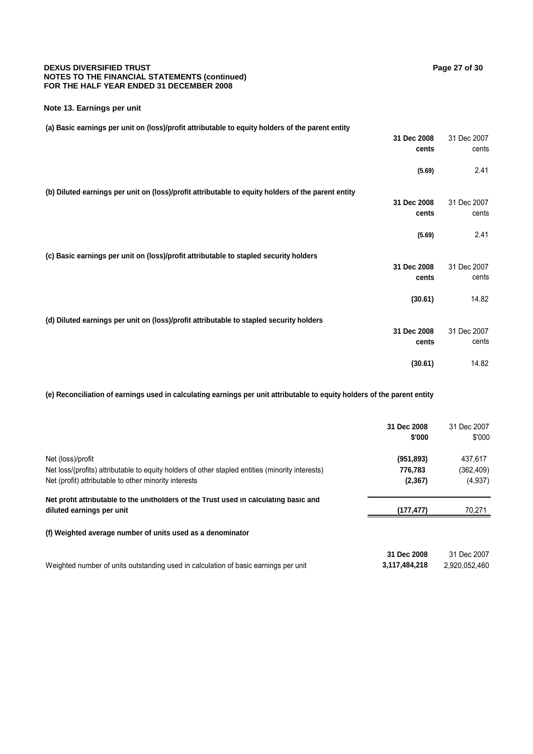# DEXUS DIVERSIFIED TRUST
## NOTES TO THE FINANCIAL STATEMENTS (continued)
## FOR THE HALF YEAR ENDED 31 DECEMBER 2008

### Note 13. Earnings per unit

**(a) Basic earnings per unit on (loss)/profit attributable to equity holders of the parent entity**

| | 31 Dec 2008 cents | 31 Dec 2007 cents |
|---|---|---|
| | **(5.69)** | 2.41 |

**(b) Diluted earnings per unit on (loss)/profit attributable to equity holders of the parent entity**

| | 31 Dec 2008 cents | 31 Dec 2007 cents |
|---|---|---|
| | **(5.69)** | 2.41 |

**(c) Basic earnings per unit on (loss)/profit attributable to stapled security holders**

| | 31 Dec 2008 cents | 31 Dec 2007 cents |
|---|---|---|
| | **(30.61)** | 14.82 |

**(d) Diluted earnings per unit on (loss)/profit attributable to stapled security holders**

| | 31 Dec 2008 cents | 31 Dec 2007 cents |
|---|---|---|
| | **(30.61)** | 14.82 |

**(e) Reconciliation of earnings used in calculating earnings per unit attributable to equity holders of the parent entity**

| | 31 Dec 2008 $'000 | 31 Dec 2007 $'000 |
|---|---|---|
| Net (loss)/profit | **(951,893)** | 437,617 |
| Net loss/(profits) attributable to equity holders of other stapled entities (minority interests) | **776,783** | (362,409) |
| Net (profit) attributable to other minority interests | **(2,367)** | (4,937) |
| **Net profit attributable to the unitholders of the Trust used in calculating basic and diluted earnings per unit** | **(177,477)** | 70,271 |

**(f) Weighted average number of units used as a denominator**

| | 31 Dec 2008 | 31 Dec 2007 |
|---|---|---|
| Weighted number of units outstanding used in calculation of basic earnings per unit | **3,117,484,218** | 2,920,052,460 |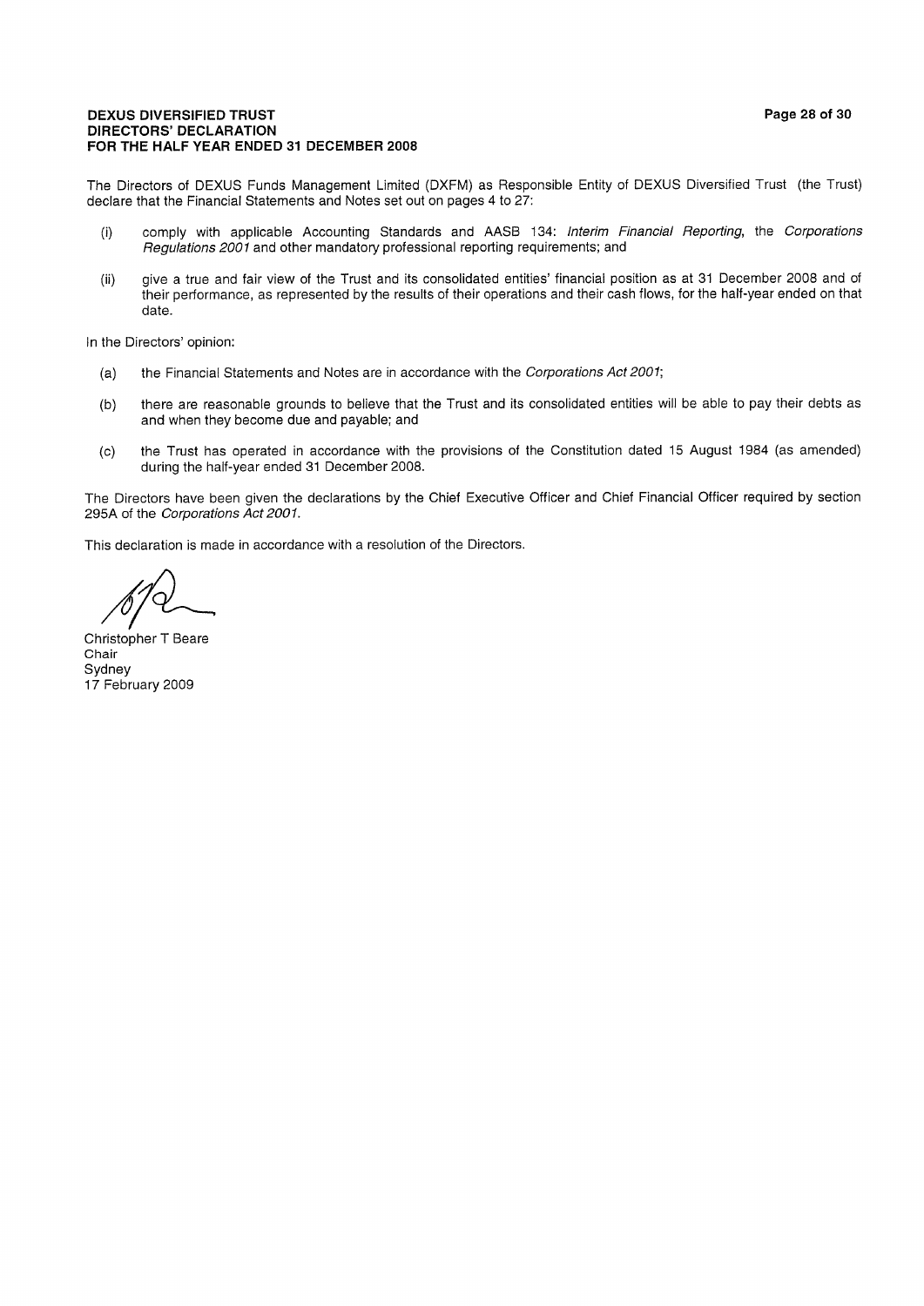**DEXUS DIVERSIFIED TRUST**
**DIRECTORS' DECLARATION**
**FOR THE HALF YEAR ENDED 31 DECEMBER 2008**

The Directors of DEXUS Funds Management Limited (DXFM) as Responsible Entity of DEXUS Diversified Trust (the Trust) declare that the Financial Statements and Notes set out on pages 4 to 27:

(i) comply with applicable Accounting Standards and AASB 134: *Interim Financial Reporting*, the *Corporations Regulations 2001* and other mandatory professional reporting requirements; and

(ii) give a true and fair view of the Trust and its consolidated entities' financial position as at 31 December 2008 and of their performance, as represented by the results of their operations and their cash flows, for the half-year ended on that date.

In the Directors' opinion:

(a) the Financial Statements and Notes are in accordance with the *Corporations Act 2001*;

(b) there are reasonable grounds to believe that the Trust and its consolidated entities will be able to pay their debts as and when they become due and payable; and

(c) the Trust has operated in accordance with the provisions of the Constitution dated 15 August 1984 (as amended) during the half-year ended 31 December 2008.

The Directors have been given the declarations by the Chief Executive Officer and Chief Financial Officer required by section 295A of the *Corporations Act 2001*.

This declaration is made in accordance with a resolution of the Directors.

Christopher T Beare
Chair
Sydney
17 February 2009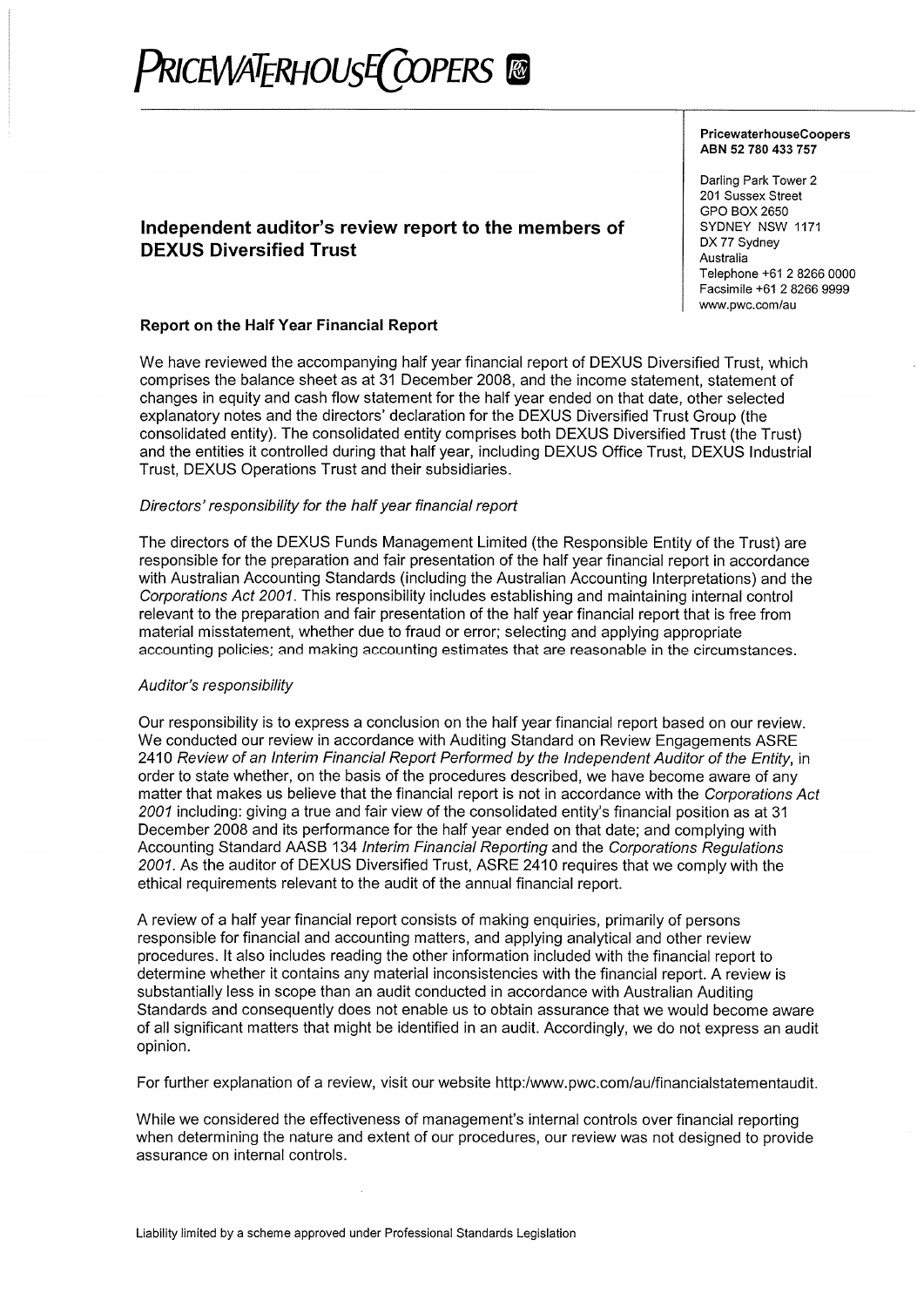PRICEWATERHOUSECOOPERS

**PricewaterhouseCoopers**
**ABN 52 780 433 757**

Darling Park Tower 2
201 Sussex Street
GPO BOX 2650
SYDNEY NSW 1171
DX 77 Sydney
Australia
Telephone +61 2 8266 0000
Facsimile +61 2 8266 9999
www.pwc.com/au

## Independent auditor's review report to the members of DEXUS Diversified Trust

### Report on the Half Year Financial Report

We have reviewed the accompanying half year financial report of DEXUS Diversified Trust, which comprises the balance sheet as at 31 December 2008, and the income statement, statement of changes in equity and cash flow statement for the half year ended on that date, other selected explanatory notes and the directors' declaration for the DEXUS Diversified Trust Group (the consolidated entity). The consolidated entity comprises both DEXUS Diversified Trust (the Trust) and the entities it controlled during that half year, including DEXUS Office Trust, DEXUS Industrial Trust, DEXUS Operations Trust and their subsidiaries.

*Directors' responsibility for the half year financial report*

The directors of the DEXUS Funds Management Limited (the Responsible Entity of the Trust) are responsible for the preparation and fair presentation of the half year financial report in accordance with Australian Accounting Standards (including the Australian Accounting Interpretations) and the *Corporations Act 2001*. This responsibility includes establishing and maintaining internal control relevant to the preparation and fair presentation of the half year financial report that is free from material misstatement, whether due to fraud or error; selecting and applying appropriate accounting policies; and making accounting estimates that are reasonable in the circumstances.

*Auditor's responsibility*

Our responsibility is to express a conclusion on the half year financial report based on our review. We conducted our review in accordance with Auditing Standard on Review Engagements ASRE 2410 *Review of an Interim Financial Report Performed by the Independent Auditor of the Entity*, in order to state whether, on the basis of the procedures described, we have become aware of any matter that makes us believe that the financial report is not in accordance with the *Corporations Act 2001* including: giving a true and fair view of the consolidated entity's financial position as at 31 December 2008 and its performance for the half year ended on that date; and complying with Accounting Standard AASB 134 *Interim Financial Reporting* and the *Corporations Regulations 2001*. As the auditor of DEXUS Diversified Trust, ASRE 2410 requires that we comply with the ethical requirements relevant to the audit of the annual financial report.

A review of a half year financial report consists of making enquiries, primarily of persons responsible for financial and accounting matters, and applying analytical and other review procedures. It also includes reading the other information included with the financial report to determine whether it contains any material inconsistencies with the financial report. A review is substantially less in scope than an audit conducted in accordance with Australian Auditing Standards and consequently does not enable us to obtain assurance that we would become aware of all significant matters that might be identified in an audit. Accordingly, we do not express an audit opinion.

For further explanation of a review, visit our website http:/www.pwc.com/au/financialstatementaudit.

While we considered the effectiveness of management's internal controls over financial reporting when determining the nature and extent of our procedures, our review was not designed to provide assurance on internal controls.

Liability limited by a scheme approved under Professional Standards Legislation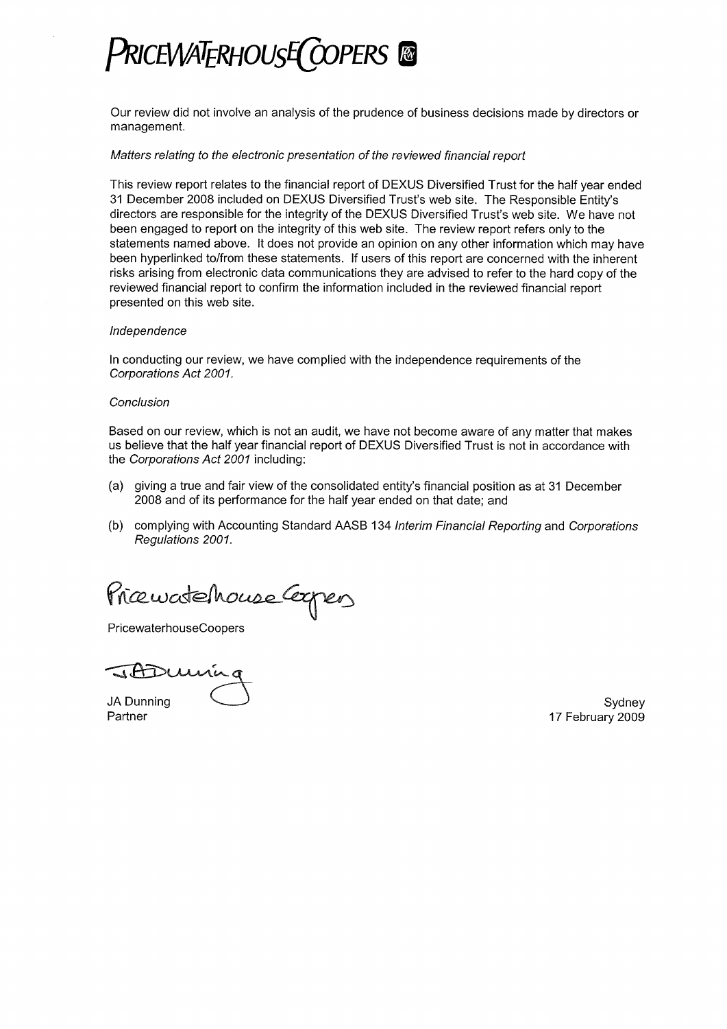# PRICEWATERHOUSECOOPERS

Our review did not involve an analysis of the prudence of business decisions made by directors or management.

*Matters relating to the electronic presentation of the reviewed financial report*

This review report relates to the financial report of DEXUS Diversified Trust for the half year ended 31 December 2008 included on DEXUS Diversified Trust's web site. The Responsible Entity's directors are responsible for the integrity of the DEXUS Diversified Trust's web site. We have not been engaged to report on the integrity of this web site. The review report refers only to the statements named above. It does not provide an opinion on any other information which may have been hyperlinked to/from these statements. If users of this report are concerned with the inherent risks arising from electronic data communications they are advised to refer to the hard copy of the reviewed financial report to confirm the information included in the reviewed financial report presented on this web site.

*Independence*

In conducting our review, we have complied with the independence requirements of the *Corporations Act 2001.*

*Conclusion*

Based on our review, which is not an audit, we have not become aware of any matter that makes us believe that the half year financial report of DEXUS Diversified Trust is not in accordance with the *Corporations Act 2001* including:

(a) giving a true and fair view of the consolidated entity's financial position as at 31 December 2008 and of its performance for the half year ended on that date; and

(b) complying with Accounting Standard AASB 134 *Interim Financial Reporting* and *Corporations Regulations 2001.*

PricewaterhouseCoopers

PricewaterhouseCoopers

JA Dunning
Partner

Sydney
17 February 2009